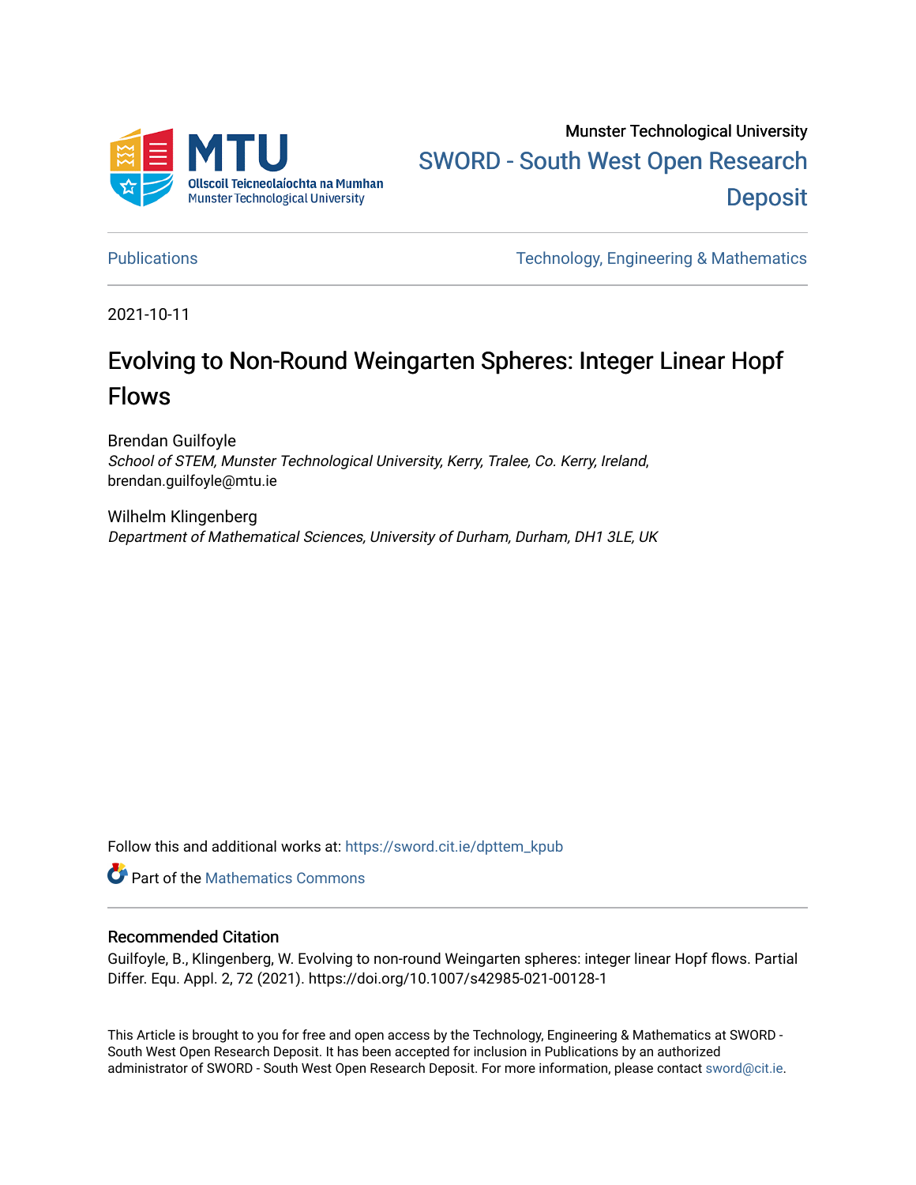Munster Technological University

SWORD - South West Open Research Deposit

Publications | Technology, Engineering & Mathematics

2021-10-11

# Evolving to Non-Round Weingarten Spheres: Integer Linear Hopf Flows

Brendan Guilfoyle
*School of STEM, Munster Technological University, Kerry, Tralee, Co. Kerry, Ireland*, brendan.guilfoyle@mtu.ie

Wilhelm Klingenberg
*Department of Mathematical Sciences, University of Durham, Durham, DH1 3LE, UK*

Follow this and additional works at: https://sword.cit.ie/dpttem_kpub

Part of the Mathematics Commons

## Recommended Citation

Guilfoyle, B., Klingenberg, W. Evolving to non-round Weingarten spheres: integer linear Hopf flows. Partial Differ. Equ. Appl. 2, 72 (2021). https://doi.org/10.1007/s42985-021-00128-1

This Article is brought to you for free and open access by the Technology, Engineering & Mathematics at SWORD - South West Open Research Deposit. It has been accepted for inclusion in Publications by an authorized administrator of SWORD - South West Open Research Deposit. For more information, please contact sword@cit.ie.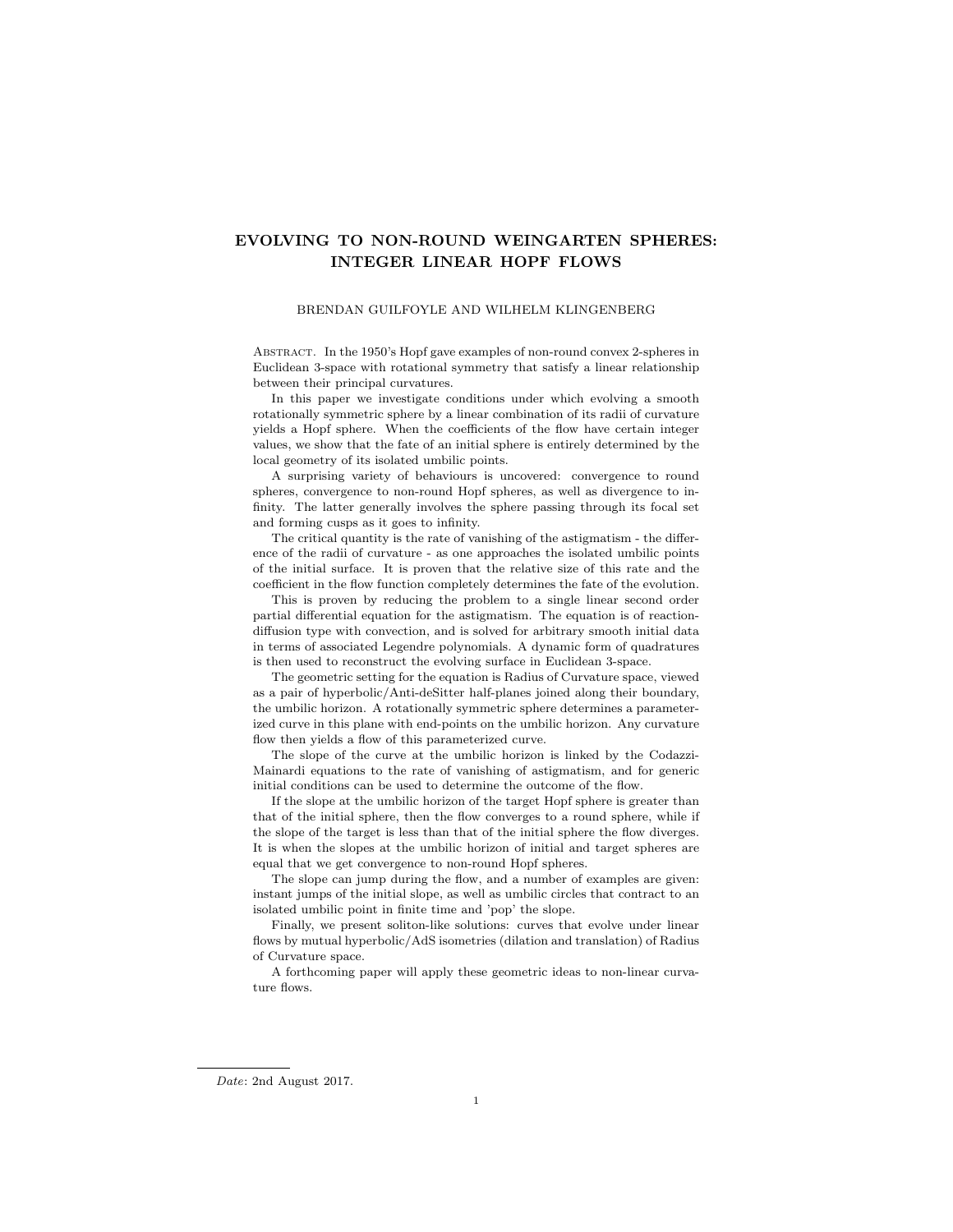# EVOLVING TO NON-ROUND WEINGARTEN SPHERES: INTEGER LINEAR HOPF FLOWS

BRENDAN GUILFOYLE AND WILHELM KLINGENBERG

Abstract. In the 1950's Hopf gave examples of non-round convex 2-spheres in Euclidean 3-space with rotational symmetry that satisfy a linear relationship between their principal curvatures.

In this paper we investigate conditions under which evolving a smooth rotationally symmetric sphere by a linear combination of its radii of curvature yields a Hopf sphere. When the coefficients of the flow have certain integer values, we show that the fate of an initial sphere is entirely determined by the local geometry of its isolated umbilic points.

A surprising variety of behaviours is uncovered: convergence to round spheres, convergence to non-round Hopf spheres, as well as divergence to infinity. The latter generally involves the sphere passing through its focal set and forming cusps as it goes to infinity.

The critical quantity is the rate of vanishing of the astigmatism - the difference of the radii of curvature - as one approaches the isolated umbilic points of the initial surface. It is proven that the relative size of this rate and the coefficient in the flow function completely determines the fate of the evolution.

This is proven by reducing the problem to a single linear second order partial differential equation for the astigmatism. The equation is of reaction-diffusion type with convection, and is solved for arbitrary smooth initial data in terms of associated Legendre polynomials. A dynamic form of quadratures is then used to reconstruct the evolving surface in Euclidean 3-space.

The geometric setting for the equation is Radius of Curvature space, viewed as a pair of hyperbolic/Anti-deSitter half-planes joined along their boundary, the umbilic horizon. A rotationally symmetric sphere determines a parameterized curve in this plane with end-points on the umbilic horizon. Any curvature flow then yields a flow of this parameterized curve.

The slope of the curve at the umbilic horizon is linked by the Codazzi-Mainardi equations to the rate of vanishing of astigmatism, and for generic initial conditions can be used to determine the outcome of the flow.

If the slope at the umbilic horizon of the target Hopf sphere is greater than that of the initial sphere, then the flow converges to a round sphere, while if the slope of the target is less than that of the initial sphere the flow diverges. It is when the slopes at the umbilic horizon of initial and target spheres are equal that we get convergence to non-round Hopf spheres.

The slope can jump during the flow, and a number of examples are given: instant jumps of the initial slope, as well as umbilic circles that contract to an isolated umbilic point in finite time and 'pop' the slope.

Finally, we present soliton-like solutions: curves that evolve under linear flows by mutual hyperbolic/AdS isometries (dilation and translation) of Radius of Curvature space.

A forthcoming paper will apply these geometric ideas to non-linear curvature flows.

*Date*: 2nd August 2017.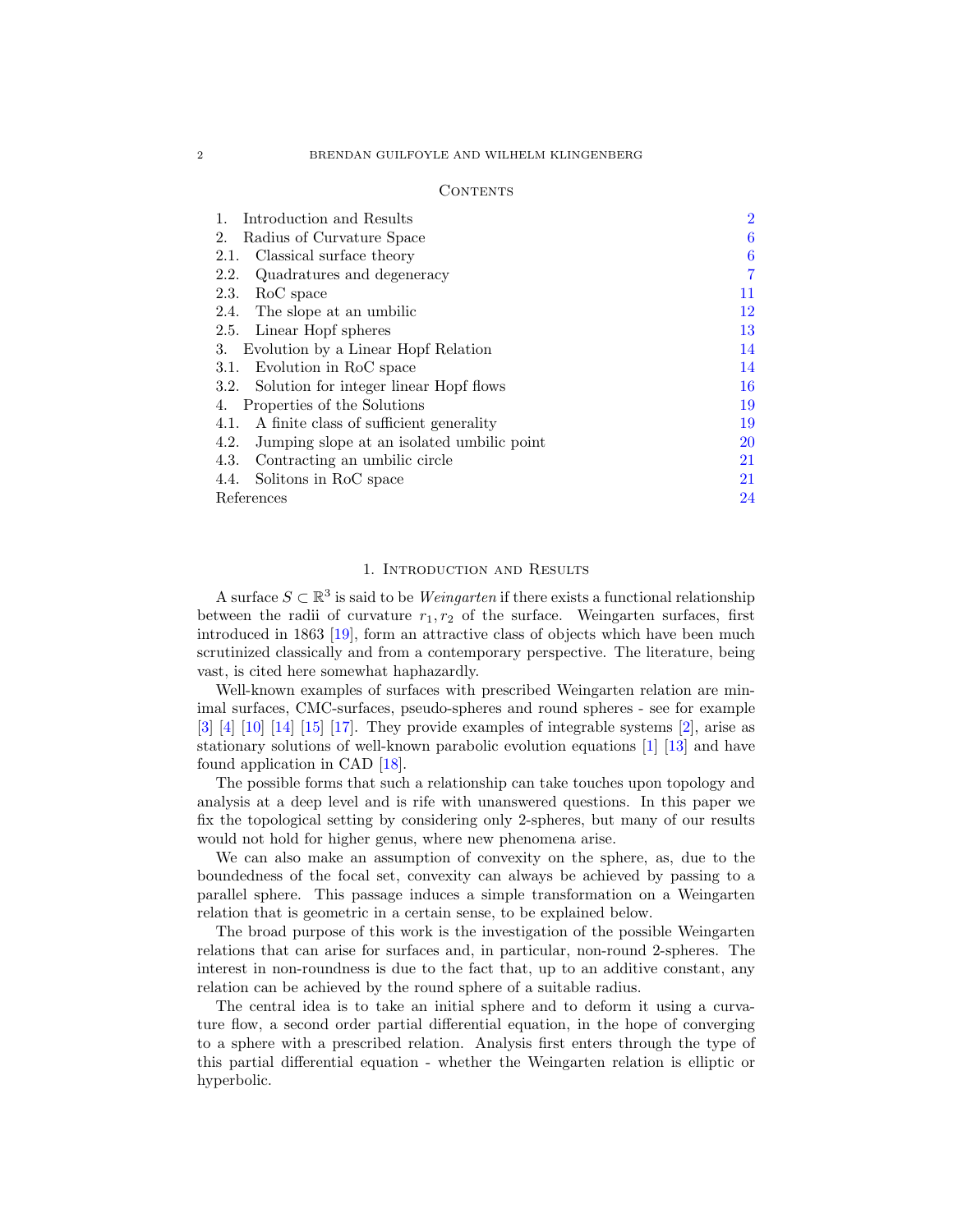## Contents

| | |
|---|---|
| 1. Introduction and Results | 2 |
| 2. Radius of Curvature Space | 6 |
| 2.1. Classical surface theory | 6 |
| 2.2. Quadratures and degeneracy | 7 |
| 2.3. RoC space | 11 |
| 2.4. The slope at an umbilic | 12 |
| 2.5. Linear Hopf spheres | 13 |
| 3. Evolution by a Linear Hopf Relation | 14 |
| 3.1. Evolution in RoC space | 14 |
| 3.2. Solution for integer linear Hopf flows | 16 |
| 4. Properties of the Solutions | 19 |
| 4.1. A finite class of sufficient generality | 19 |
| 4.2. Jumping slope at an isolated umbilic point | 20 |
| 4.3. Contracting an umbilic circle | 21 |
| 4.4. Solitons in RoC space | 21 |
| References | 24 |

## 1. Introduction and Results

A surface $S \subset \mathbb{R}^3$ is said to be *Weingarten* if there exists a functional relationship between the radii of curvature $r_1, r_2$ of the surface. Weingarten surfaces, first introduced in 1863 [19], form an attractive class of objects which have been much scrutinized classically and from a contemporary perspective. The literature, being vast, is cited here somewhat haphazardly.

Well-known examples of surfaces with prescribed Weingarten relation are minimal surfaces, CMC-surfaces, pseudo-spheres and round spheres - see for example [3] [4] [10] [14] [15] [17]. They provide examples of integrable systems [2], arise as stationary solutions of well-known parabolic evolution equations [1] [13] and have found application in CAD [18].

The possible forms that such a relationship can take touches upon topology and analysis at a deep level and is rife with unanswered questions. In this paper we fix the topological setting by considering only 2-spheres, but many of our results would not hold for higher genus, where new phenomena arise.

We can also make an assumption of convexity on the sphere, as, due to the boundedness of the focal set, convexity can always be achieved by passing to a parallel sphere. This passage induces a simple transformation on a Weingarten relation that is geometric in a certain sense, to be explained below.

The broad purpose of this work is the investigation of the possible Weingarten relations that can arise for surfaces and, in particular, non-round 2-spheres. The interest in non-roundness is due to the fact that, up to an additive constant, any relation can be achieved by the round sphere of a suitable radius.

The central idea is to take an initial sphere and to deform it using a curvature flow, a second order partial differential equation, in the hope of converging to a sphere with a prescribed relation. Analysis first enters through the type of this partial differential equation - whether the Weingarten relation is elliptic or hyperbolic.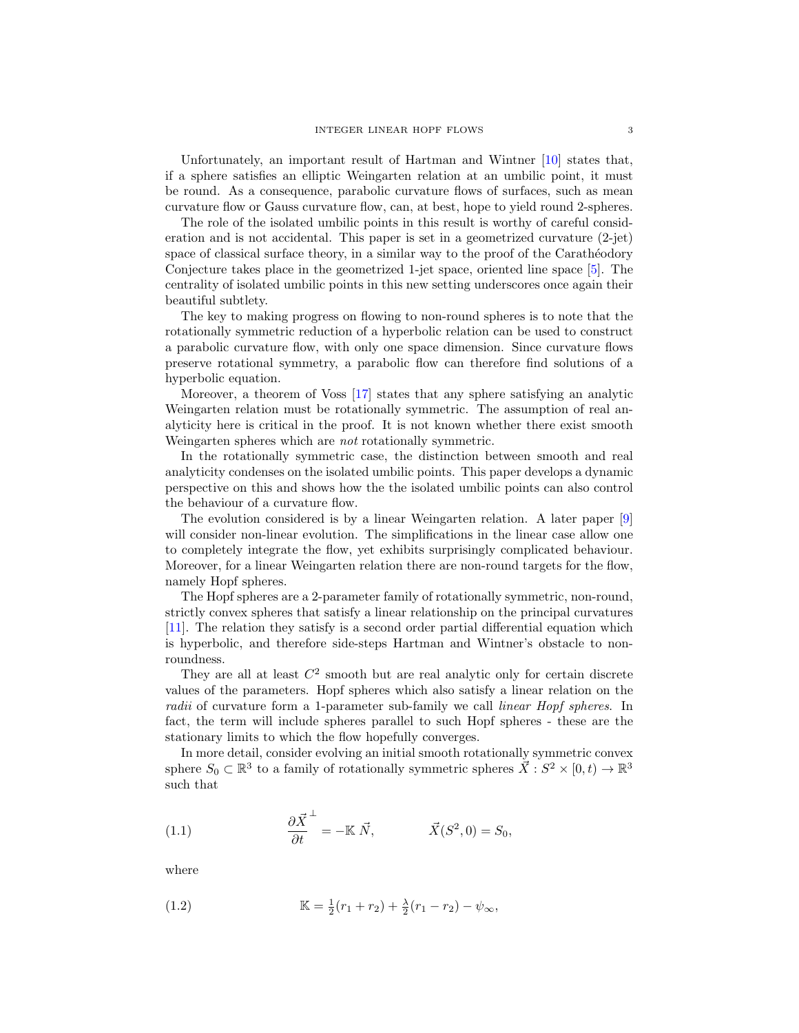Unfortunately, an important result of Hartman and Wintner [10] states that, if a sphere satisfies an elliptic Weingarten relation at an umbilic point, it must be round. As a consequence, parabolic curvature flows of surfaces, such as mean curvature flow or Gauss curvature flow, can, at best, hope to yield round 2-spheres.

The role of the isolated umbilic points in this result is worthy of careful consideration and is not accidental. This paper is set in a geometrized curvature (2-jet) space of classical surface theory, in a similar way to the proof of the Carathéodory Conjecture takes place in the geometrized 1-jet space, oriented line space [5]. The centrality of isolated umbilic points in this new setting underscores once again their beautiful subtlety.

The key to making progress on flowing to non-round spheres is to note that the rotationally symmetric reduction of a hyperbolic relation can be used to construct a parabolic curvature flow, with only one space dimension. Since curvature flows preserve rotational symmetry, a parabolic flow can therefore find solutions of a hyperbolic equation.

Moreover, a theorem of Voss [17] states that any sphere satisfying an analytic Weingarten relation must be rotationally symmetric. The assumption of real analyticity here is critical in the proof. It is not known whether there exist smooth Weingarten spheres which are *not* rotationally symmetric.

In the rotationally symmetric case, the distinction between smooth and real analyticity condenses on the isolated umbilic points. This paper develops a dynamic perspective on this and shows how the the isolated umbilic points can also control the behaviour of a curvature flow.

The evolution considered is by a linear Weingarten relation. A later paper [9] will consider non-linear evolution. The simplifications in the linear case allow one to completely integrate the flow, yet exhibits surprisingly complicated behaviour. Moreover, for a linear Weingarten relation there are non-round targets for the flow, namely Hopf spheres.

The Hopf spheres are a 2-parameter family of rotationally symmetric, non-round, strictly convex spheres that satisfy a linear relationship on the principal curvatures [11]. The relation they satisfy is a second order partial differential equation which is hyperbolic, and therefore side-steps Hartman and Wintner's obstacle to non-roundness.

They are all at least $C^2$ smooth but are real analytic only for certain discrete values of the parameters. Hopf spheres which also satisfy a linear relation on the *radii* of curvature form a 1-parameter sub-family we call *linear Hopf spheres*. In fact, the term will include spheres parallel to such Hopf spheres - these are the stationary limits to which the flow hopefully converges.

In more detail, consider evolving an initial smooth rotationally symmetric convex sphere $S_0 \subset \mathbb{R}^3$ to a family of rotationally symmetric spheres $\vec{X} : S^2 \times [0, t) \to \mathbb{R}^3$ such that

$$\frac{\partial \vec{X}}{\partial t}^{\perp} = -\mathbb{K}\,\vec{N}, \qquad\qquad \vec{X}(S^2, 0) = S_0, \tag{1.1}$$

where

$$\mathbb{K} = \tfrac{1}{2}(r_1 + r_2) + \tfrac{\lambda}{2}(r_1 - r_2) - \psi_\infty, \tag{1.2}$$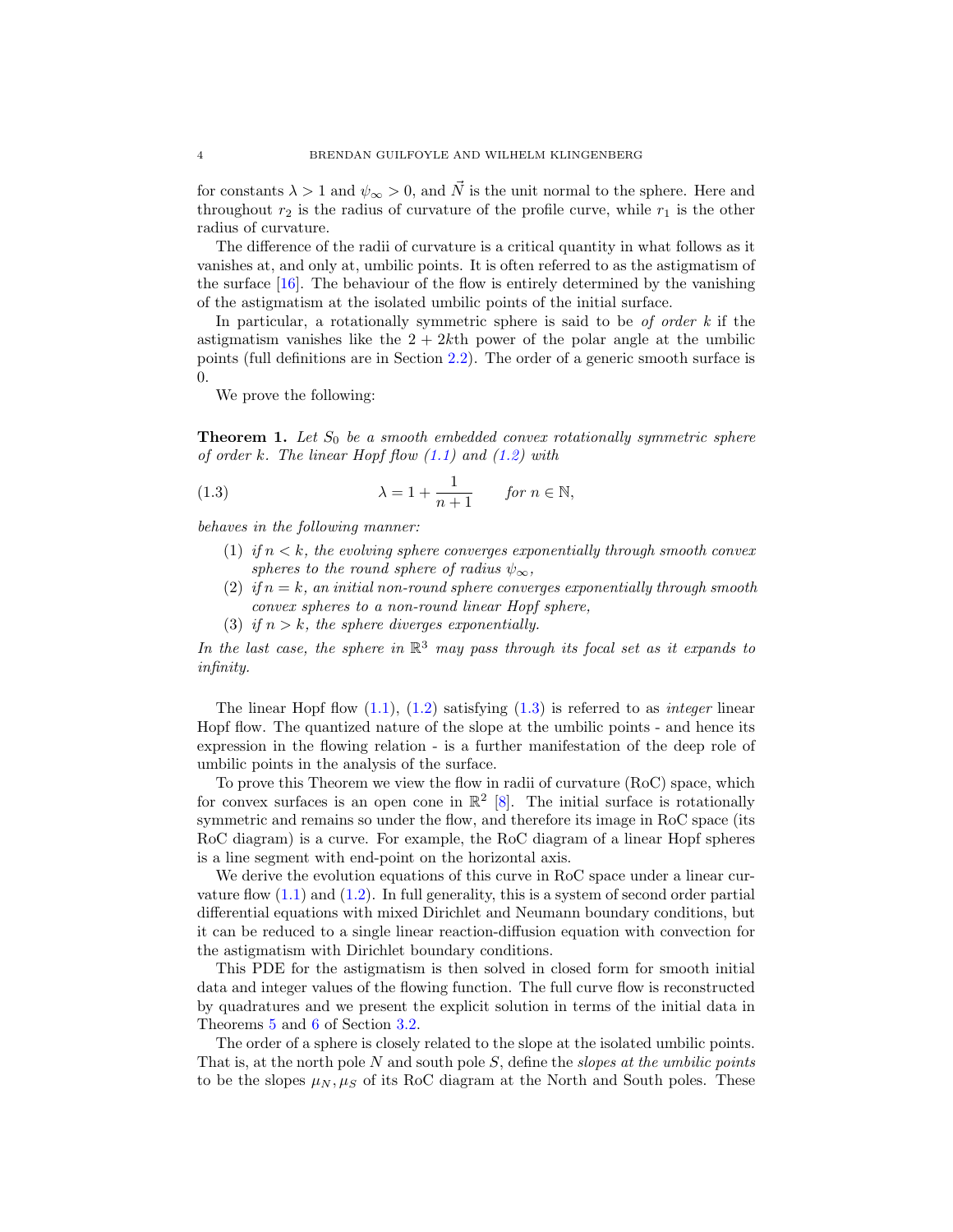for constants $\lambda > 1$ and $\psi_\infty > 0$, and $\vec{N}$ is the unit normal to the sphere. Here and throughout $r_2$ is the radius of curvature of the profile curve, while $r_1$ is the other radius of curvature.

The difference of the radii of curvature is a critical quantity in what follows as it vanishes at, and only at, umbilic points. It is often referred to as the astigmatism of the surface [16]. The behaviour of the flow is entirely determined by the vanishing of the astigmatism at the isolated umbilic points of the initial surface.

In particular, a rotationally symmetric sphere is said to be *of order k* if the astigmatism vanishes like the $2+2k$th power of the polar angle at the umbilic points (full definitions are in Section 2.2). The order of a generic smooth surface is 0.

We prove the following:

**Theorem 1.** *Let $S_0$ be a smooth embedded convex rotationally symmetric sphere of order $k$. The linear Hopf flow (1.1) and (1.2) with*

$$\lambda = 1 + \frac{1}{n+1} \qquad \textit{for } n \in \mathbb{N}, \tag{1.3}$$

*behaves in the following manner:*

1. *if $n < k$, the evolving sphere converges exponentially through smooth convex spheres to the round sphere of radius $\psi_\infty$,*
2. *if $n = k$, an initial non-round sphere converges exponentially through smooth convex spheres to a non-round linear Hopf sphere,*
3. *if $n > k$, the sphere diverges exponentially.*

*In the last case, the sphere in $\mathbb{R}^3$ may pass through its focal set as it expands to infinity.*

The linear Hopf flow (1.1), (1.2) satisfying (1.3) is referred to as *integer* linear Hopf flow. The quantized nature of the slope at the umbilic points - and hence its expression in the flowing relation - is a further manifestation of the deep role of umbilic points in the analysis of the surface.

To prove this Theorem we view the flow in radii of curvature (RoC) space, which for convex surfaces is an open cone in $\mathbb{R}^2$ [8]. The initial surface is rotationally symmetric and remains so under the flow, and therefore its image in RoC space (its RoC diagram) is a curve. For example, the RoC diagram of a linear Hopf spheres is a line segment with end-point on the horizontal axis.

We derive the evolution equations of this curve in RoC space under a linear curvature flow (1.1) and (1.2). In full generality, this is a system of second order partial differential equations with mixed Dirichlet and Neumann boundary conditions, but it can be reduced to a single linear reaction-diffusion equation with convection for the astigmatism with Dirichlet boundary conditions.

This PDE for the astigmatism is then solved in closed form for smooth initial data and integer values of the flowing function. The full curve flow is reconstructed by quadratures and we present the explicit solution in terms of the initial data in Theorems 5 and 6 of Section 3.2.

The order of a sphere is closely related to the slope at the isolated umbilic points. That is, at the north pole $N$ and south pole $S$, define the *slopes at the umbilic points* to be the slopes $\mu_N, \mu_S$ of its RoC diagram at the North and South poles. These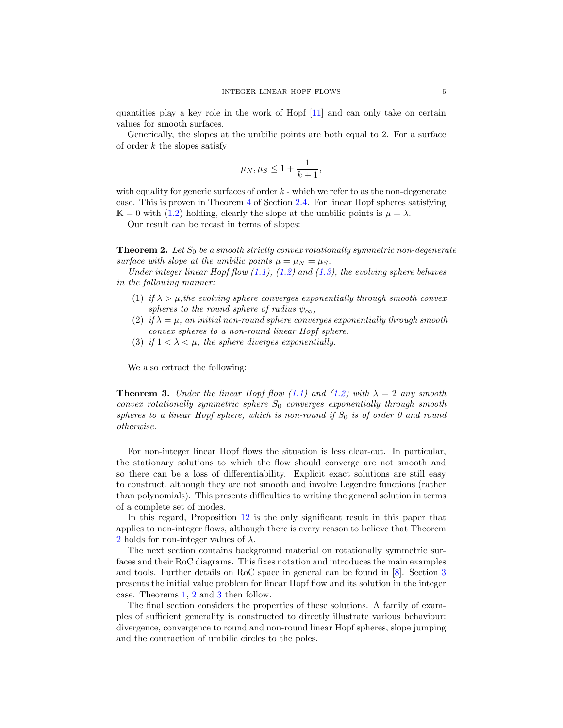quantities play a key role in the work of Hopf [11] and can only take on certain values for smooth surfaces.

Generically, the slopes at the umbilic points are both equal to 2. For a surface of order $k$ the slopes satisfy

$$\mu_N, \mu_S \leq 1 + \frac{1}{k+1},$$

with equality for generic surfaces of order $k$ - which we refer to as the non-degenerate case. This is proven in Theorem 4 of Section 2.4. For linear Hopf spheres satisfying $\mathbb{K} = 0$ with (1.2) holding, clearly the slope at the umbilic points is $\mu = \lambda$.

Our result can be recast in terms of slopes:

**Theorem 2.** *Let $S_0$ be a smooth strictly convex rotationally symmetric non-degenerate surface with slope at the umbilic points $\mu = \mu_N = \mu_S$.*

*Under integer linear Hopf flow (1.1), (1.2) and (1.3), the evolving sphere behaves in the following manner:*

1. *if $\lambda > \mu$, the evolving sphere converges exponentially through smooth convex spheres to the round sphere of radius $\psi_\infty$,*
2. *if $\lambda = \mu$, an initial non-round sphere converges exponentially through smooth convex spheres to a non-round linear Hopf sphere.*
3. *if $1 < \lambda < \mu$, the sphere diverges exponentially.*

We also extract the following:

**Theorem 3.** *Under the linear Hopf flow (1.1) and (1.2) with $\lambda = 2$ any smooth convex rotationally symmetric sphere $S_0$ converges exponentially through smooth spheres to a linear Hopf sphere, which is non-round if $S_0$ is of order 0 and round otherwise.*

For non-integer linear Hopf flows the situation is less clear-cut. In particular, the stationary solutions to which the flow should converge are not smooth and so there can be a loss of differentiability. Explicit exact solutions are still easy to construct, although they are not smooth and involve Legendre functions (rather than polynomials). This presents difficulties to writing the general solution in terms of a complete set of modes.

In this regard, Proposition 12 is the only significant result in this paper that applies to non-integer flows, although there is every reason to believe that Theorem 2 holds for non-integer values of $\lambda$.

The next section contains background material on rotationally symmetric surfaces and their RoC diagrams. This fixes notation and introduces the main examples and tools. Further details on RoC space in general can be found in [8]. Section 3 presents the initial value problem for linear Hopf flow and its solution in the integer case. Theorems 1, 2 and 3 then follow.

The final section considers the properties of these solutions. A family of examples of sufficient generality is constructed to directly illustrate various behaviour: divergence, convergence to round and non-round linear Hopf spheres, slope jumping and the contraction of umbilic circles to the poles.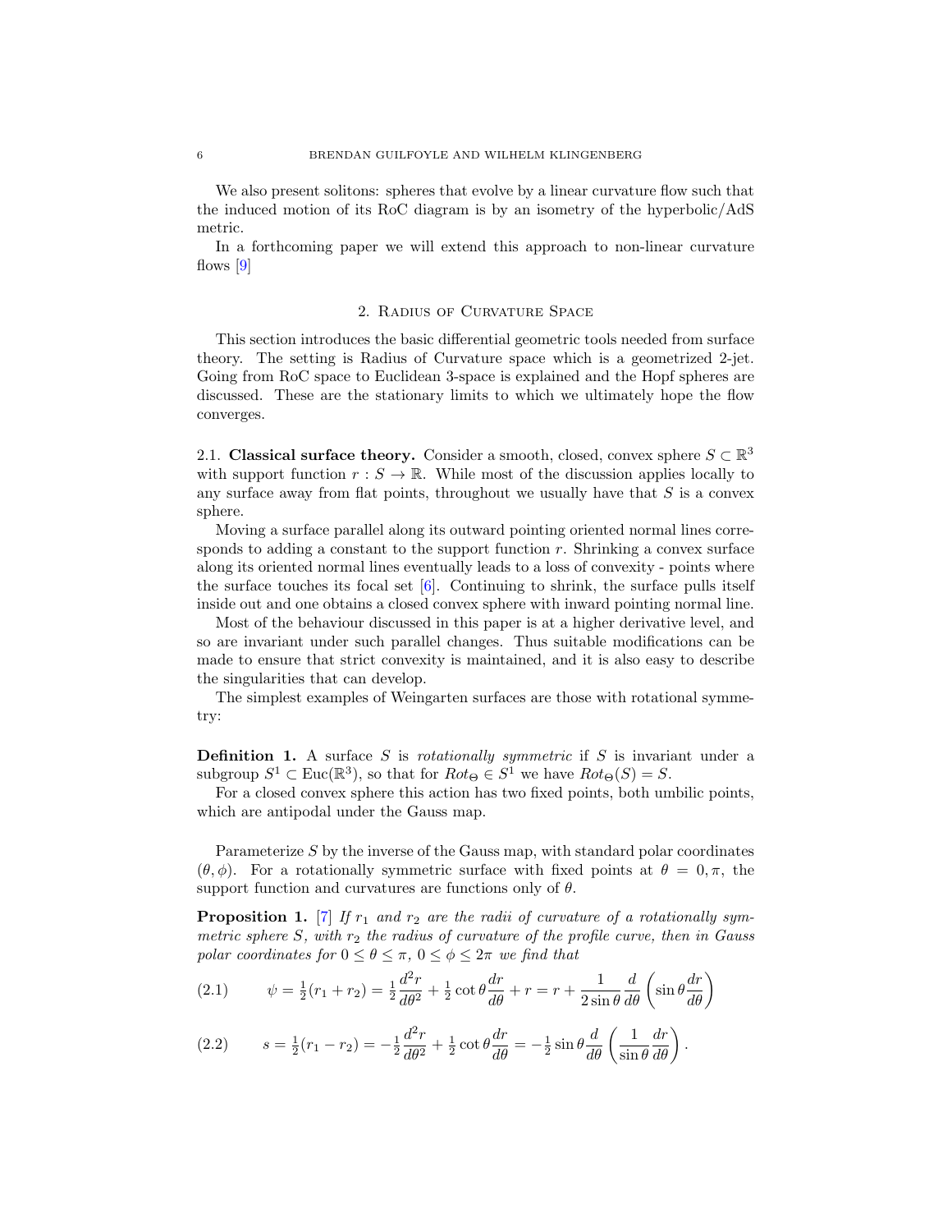We also present solitons: spheres that evolve by a linear curvature flow such that the induced motion of its RoC diagram is by an isometry of the hyperbolic/AdS metric.

In a forthcoming paper we will extend this approach to non-linear curvature flows [9]

## 2. Radius of Curvature Space

This section introduces the basic differential geometric tools needed from surface theory. The setting is Radius of Curvature space which is a geometrized 2-jet. Going from RoC space to Euclidean 3-space is explained and the Hopf spheres are discussed. These are the stationary limits to which we ultimately hope the flow converges.

### 2.1. Classical surface theory.

Consider a smooth, closed, convex sphere $S \subset \mathbb{R}^3$ with support function $r : S \to \mathbb{R}$. While most of the discussion applies locally to any surface away from flat points, throughout we usually have that $S$ is a convex sphere.

Moving a surface parallel along its outward pointing oriented normal lines corresponds to adding a constant to the support function $r$. Shrinking a convex surface along its oriented normal lines eventually leads to a loss of convexity - points where the surface touches its focal set [6]. Continuing to shrink, the surface pulls itself inside out and one obtains a closed convex sphere with inward pointing normal line.

Most of the behaviour discussed in this paper is at a higher derivative level, and so are invariant under such parallel changes. Thus suitable modifications can be made to ensure that strict convexity is maintained, and it is also easy to describe the singularities that can develop.

The simplest examples of Weingarten surfaces are those with rotational symmetry:

**Definition 1.** A surface $S$ is *rotationally symmetric* if $S$ is invariant under a subgroup $S^1 \subset \mathrm{Euc}(\mathbb{R}^3)$, so that for $Rot_\Theta \in S^1$ we have $Rot_\Theta(S) = S$.

For a closed convex sphere this action has two fixed points, both umbilic points, which are antipodal under the Gauss map.

Parameterize $S$ by the inverse of the Gauss map, with standard polar coordinates $(\theta, \phi)$. For a rotationally symmetric surface with fixed points at $\theta = 0, \pi$, the support function and curvatures are functions only of $\theta$.

**Proposition 1.** [7] *If $r_1$ and $r_2$ are the radii of curvature of a rotationally symmetric sphere $S$, with $r_2$ the radius of curvature of the profile curve, then in Gauss polar coordinates for $0 \le \theta \le \pi$, $0 \le \phi \le 2\pi$ we find that*

$$\psi = \tfrac{1}{2}(r_1 + r_2) = \tfrac{1}{2}\frac{d^2 r}{d\theta^2} + \tfrac{1}{2}\cot\theta\frac{dr}{d\theta} + r = r + \frac{1}{2\sin\theta}\frac{d}{d\theta}\left(\sin\theta\frac{dr}{d\theta}\right) \tag{2.1}$$

$$s = \tfrac{1}{2}(r_1 - r_2) = -\tfrac{1}{2}\frac{d^2 r}{d\theta^2} + \tfrac{1}{2}\cot\theta\frac{dr}{d\theta} = -\tfrac{1}{2}\sin\theta\frac{d}{d\theta}\left(\frac{1}{\sin\theta}\frac{dr}{d\theta}\right). \tag{2.2}$$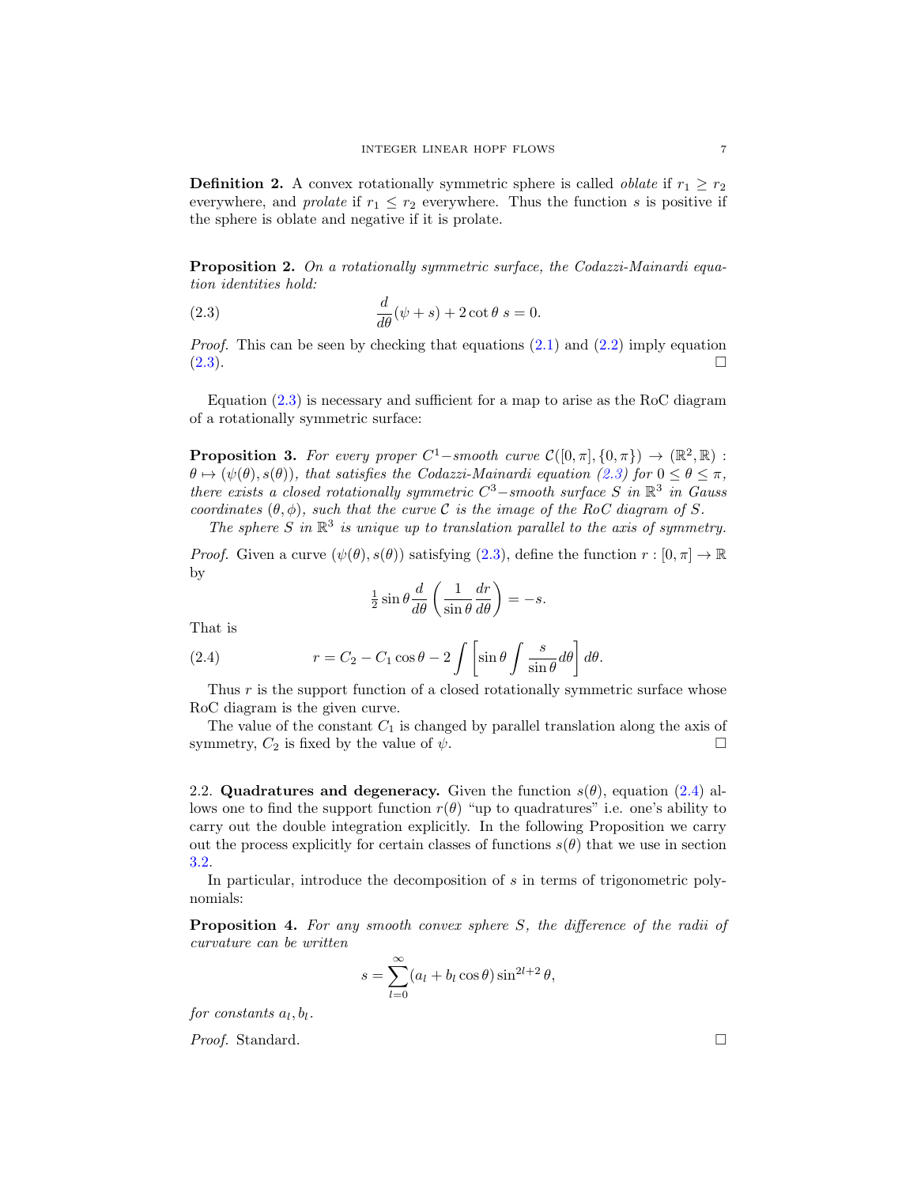**Definition 2.** A convex rotationally symmetric sphere is called *oblate* if $r_1 \geq r_2$ everywhere, and *prolate* if $r_1 \leq r_2$ everywhere. Thus the function $s$ is positive if the sphere is oblate and negative if it is prolate.

**Proposition 2.** *On a rotationally symmetric surface, the Codazzi-Mainardi equation identities hold:*

$$\frac{d}{d\theta}(\psi + s) + 2\cot\theta \, s = 0. \tag{2.3}$$

*Proof.* This can be seen by checking that equations (2.1) and (2.2) imply equation (2.3). □

Equation (2.3) is necessary and sufficient for a map to arise as the RoC diagram of a rotationally symmetric surface:

**Proposition 3.** *For every proper $C^1$−smooth curve $\mathcal{C}([0,\pi],\{0,\pi\}) \to (\mathbb{R}^2,\mathbb{R}) : \theta \mapsto (\psi(\theta), s(\theta))$, that satisfies the Codazzi-Mainardi equation (2.3) for $0 \leq \theta \leq \pi$, there exists a closed rotationally symmetric $C^3$−smooth surface $S$ in $\mathbb{R}^3$ in Gauss coordinates $(\theta,\phi)$, such that the curve $\mathcal{C}$ is the image of the RoC diagram of $S$.*

*The sphere $S$ in $\mathbb{R}^3$ is unique up to translation parallel to the axis of symmetry.*

*Proof.* Given a curve $(\psi(\theta), s(\theta))$ satisfying (2.3), define the function $r : [0,\pi] \to \mathbb{R}$ by

$$\tfrac{1}{2}\sin\theta \frac{d}{d\theta}\left(\frac{1}{\sin\theta}\frac{dr}{d\theta}\right) = -s.$$

That is

$$r = C_2 - C_1\cos\theta - 2\int\left[\sin\theta \int \frac{s}{\sin\theta} d\theta\right] d\theta. \tag{2.4}$$

Thus $r$ is the support function of a closed rotationally symmetric surface whose RoC diagram is the given curve.

The value of the constant $C_1$ is changed by parallel translation along the axis of symmetry, $C_2$ is fixed by the value of $\psi$. □

2.2. **Quadratures and degeneracy.** Given the function $s(\theta)$, equation (2.4) allows one to find the support function $r(\theta)$ "up to quadratures" i.e. one's ability to carry out the double integration explicitly. In the following Proposition we carry out the process explicitly for certain classes of functions $s(\theta)$ that we use in section 3.2.

In particular, introduce the decomposition of $s$ in terms of trigonometric polynomials:

**Proposition 4.** *For any smooth convex sphere $S$, the difference of the radii of curvature can be written*

$$s = \sum_{l=0}^{\infty}(a_l + b_l\cos\theta)\sin^{2l+2}\theta,$$

*for constants $a_l, b_l$.*

*Proof.* Standard. □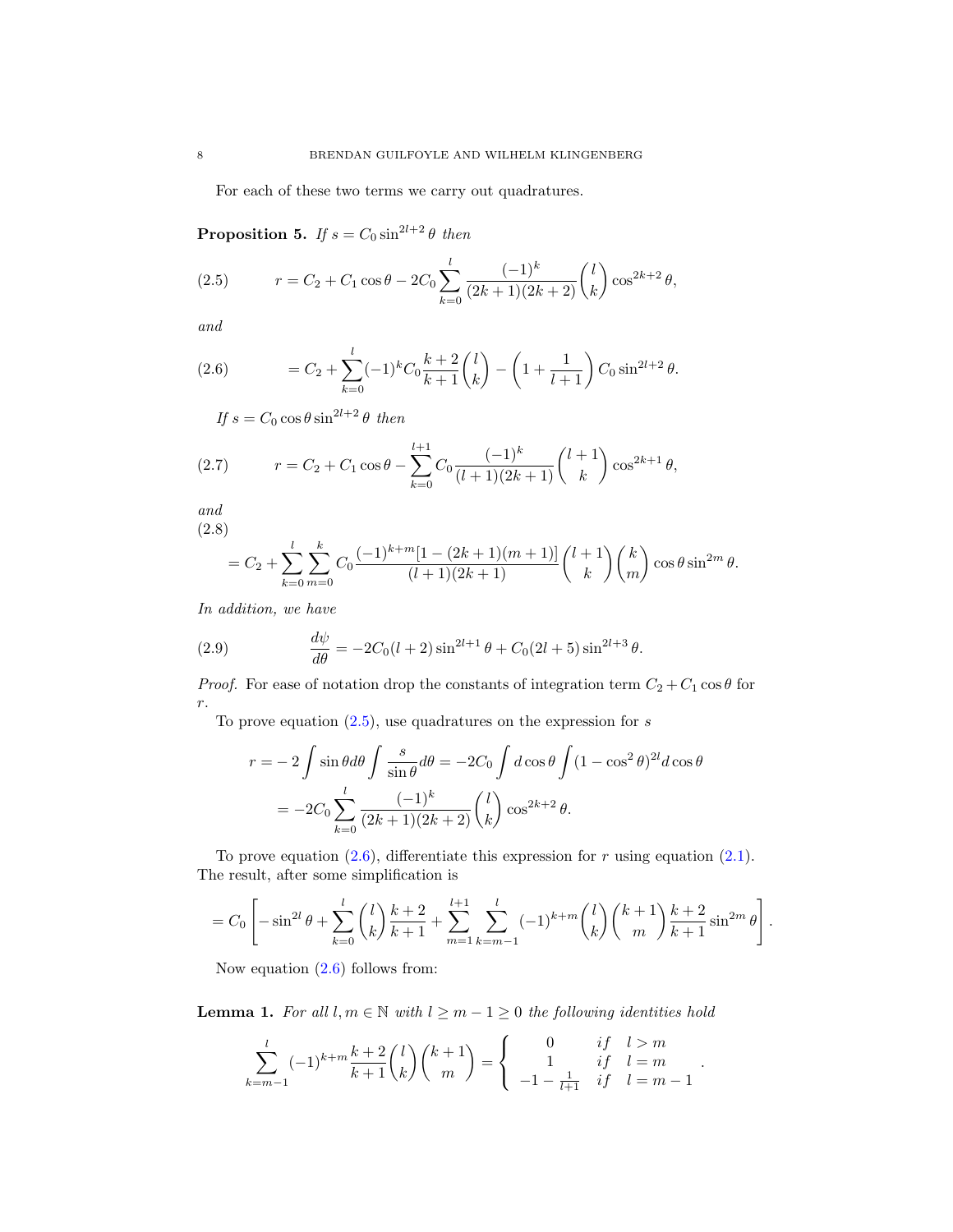For each of these two terms we carry out quadratures.

**Proposition 5.** *If* $s = C_0 \sin^{2l+2}\theta$ *then*

$$
r = C_2 + C_1 \cos\theta - 2C_0 \sum_{k=0}^{l} \frac{(-1)^k}{(2k+1)(2k+2)} \binom{l}{k} \cos^{2k+2}\theta, \tag{2.5}
$$

*and*

$$
= C_2 + \sum_{k=0}^{l} (-1)^k C_0 \frac{k+2}{k+1} \binom{l}{k} - \left(1 + \frac{1}{l+1}\right) C_0 \sin^{2l+2}\theta. \tag{2.6}
$$

*If* $s = C_0 \cos\theta \sin^{2l+2}\theta$ *then*

$$
r = C_2 + C_1 \cos\theta - \sum_{k=0}^{l+1} C_0 \frac{(-1)^k}{(l+1)(2k+1)} \binom{l+1}{k} \cos^{2k+1}\theta, \tag{2.7}
$$

*and*

$$
= C_2 + \sum_{k=0}^{l} \sum_{m=0}^{k} C_0 \frac{(-1)^{k+m}[1 - (2k+1)(m+1)]}{(l+1)(2k+1)} \binom{l+1}{k} \binom{k}{m} \cos\theta \sin^{2m}\theta. \tag{2.8}
$$

*In addition, we have*

$$
\frac{d\psi}{d\theta} = -2C_0(l+2)\sin^{2l+1}\theta + C_0(2l+5)\sin^{2l+3}\theta. \tag{2.9}
$$

*Proof.* For ease of notation drop the constants of integration term $C_2 + C_1\cos\theta$ for $r$.

To prove equation (2.5), use quadratures on the expression for $s$

$$
\begin{aligned}
r &= -2 \int \sin\theta d\theta \int \frac{s}{\sin\theta} d\theta = -2C_0 \int d\cos\theta \int (1 - \cos^2\theta)^{2l} d\cos\theta \\
&= -2C_0 \sum_{k=0}^{l} \frac{(-1)^k}{(2k+1)(2k+2)} \binom{l}{k} \cos^{2k+2}\theta.
\end{aligned}
$$

To prove equation (2.6), differentiate this expression for $r$ using equation (2.1). The result, after some simplification is

$$
= C_0 \left[ -\sin^{2l}\theta + \sum_{k=0}^{l} \binom{l}{k} \frac{k+2}{k+1} + \sum_{m=1}^{l+1} \sum_{k=m-1}^{l} (-1)^{k+m} \binom{l}{k} \binom{k+1}{m} \frac{k+2}{k+1} \sin^{2m}\theta \right].
$$

Now equation (2.6) follows from:

**Lemma 1.** *For all* $l, m \in \mathbb{N}$ *with* $l \geq m - 1 \geq 0$ *the following identities hold*

$$
\sum_{k=m-1}^{l} (-1)^{k+m} \frac{k+2}{k+1} \binom{l}{k} \binom{k+1}{m} = \left\{ \begin{array}{ccc} 0 & if & l > m \\ 1 & if & l = m \\ -1 - \frac{1}{l+1} & if & l = m-1 \end{array} \right. .
$$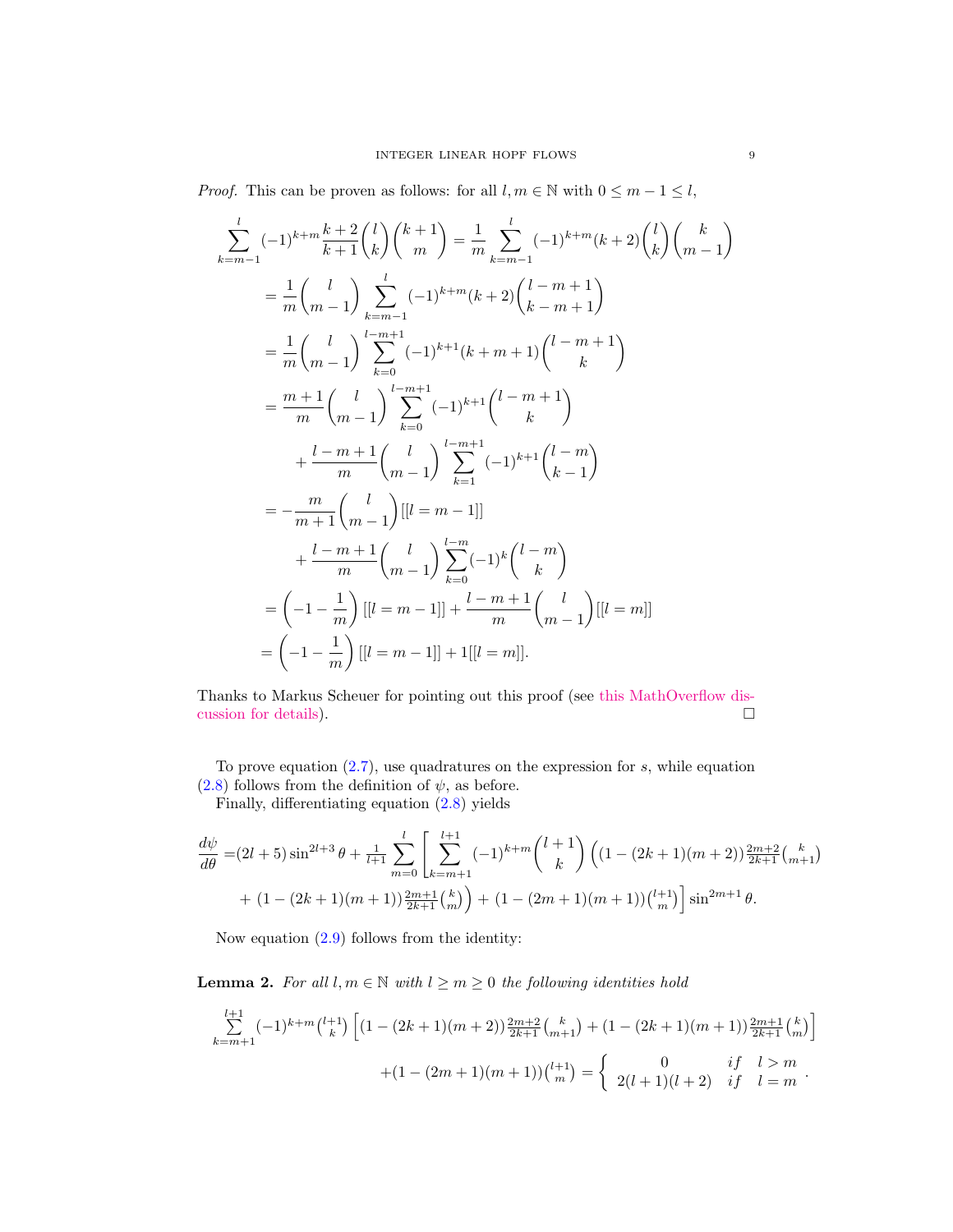*Proof.* This can be proven as follows: for all $l, m \in \mathbb{N}$ with $0 \le m-1 \le l$,

$$
\begin{aligned}
\sum_{k=m-1}^{l} (-1)^{k+m} \frac{k+2}{k+1}\binom{l}{k}\binom{k+1}{m} &= \frac{1}{m}\sum_{k=m-1}^{l} (-1)^{k+m}(k+2)\binom{l}{k}\binom{k}{m-1} \\
&= \frac{1}{m}\binom{l}{m-1}\sum_{k=m-1}^{l}(-1)^{k+m}(k+2)\binom{l-m+1}{k-m+1} \\
&= \frac{1}{m}\binom{l}{m-1}\sum_{k=0}^{l-m+1}(-1)^{k+1}(k+m+1)\binom{l-m+1}{k} \\
&= \frac{m+1}{m}\binom{l}{m-1}\sum_{k=0}^{l-m+1}(-1)^{k+1}\binom{l-m+1}{k} \\
&\quad + \frac{l-m+1}{m}\binom{l}{m-1}\sum_{k=1}^{l-m+1}(-1)^{k+1}\binom{l-m}{k-1} \\
&= -\frac{m}{m+1}\binom{l}{m-1}[[l=m-1]] \\
&\quad + \frac{l-m+1}{m}\binom{l}{m-1}\sum_{k=0}^{l-m}(-1)^{k}\binom{l-m}{k} \\
&= \left(-1-\frac{1}{m}\right)[[l=m-1]] + \frac{l-m+1}{m}\binom{l}{m-1}[[l=m]] \\
&= \left(-1-\frac{1}{m}\right)[[l=m-1]] + 1[[l=m]].
\end{aligned}
$$

Thanks to Markus Scheuer for pointing out this proof (see this MathOverflow discussion for details). $\square$

To prove equation (2.7), use quadratures on the expression for $s$, while equation (2.8) follows from the definition of $\psi$, as before.

Finally, differentiating equation (2.8) yields

$$
\begin{aligned}
\frac{d\psi}{d\theta} =& (2l+5)\sin^{2l+3}\theta + \tfrac{1}{l+1}\sum_{m=0}^{l}\left[\sum_{k=m+1}^{l+1}(-1)^{k+m}\binom{l+1}{k}\left((1-(2k+1)(m+2))\tfrac{2m+2}{2k+1}\tbinom{k}{m+1}\right.\right. \\
&\left.\left. + (1-(2k+1)(m+1))\tfrac{2m+1}{2k+1}\tbinom{k}{m}\right) + (1-(2m+1)(m+1))\tbinom{l+1}{m}\right]\sin^{2m+1}\theta.
\end{aligned}
$$

Now equation (2.9) follows from the identity:

**Lemma 2.** *For all $l, m \in \mathbb{N}$ with $l \ge m \ge 0$ the following identities hold*

$$
\begin{aligned}
\sum_{k=m+1}^{l+1}(-1)^{k+m}\tbinom{l+1}{k}&\left[(1-(2k+1)(m+2))\tfrac{2m+2}{2k+1}\tbinom{k}{m+1} + (1-(2k+1)(m+1))\tfrac{2m+1}{2k+1}\tbinom{k}{m}\right] \\
&+(1-(2m+1)(m+1))\tbinom{l+1}{m} = \begin{cases} 0 & if \quad l > m \\ 2(l+1)(l+2) & if \quad l = m \end{cases}.
\end{aligned}
$$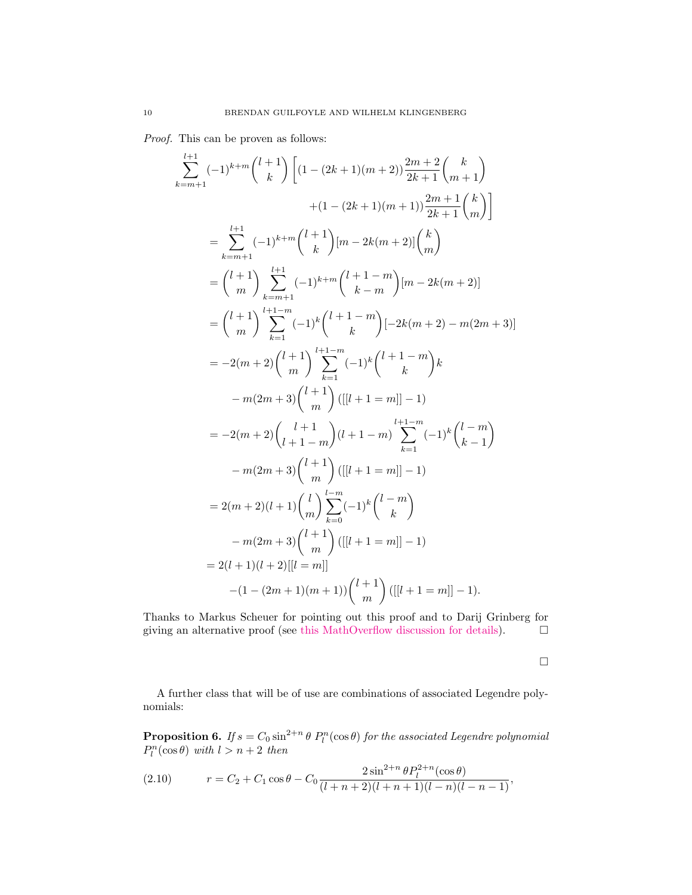*Proof.* This can be proven as follows:

$$
\begin{aligned}
\sum_{k=m+1}^{l+1} (-1)^{k+m}\binom{l+1}{k}\Bigg[&(1-(2k+1)(m+2))\frac{2m+2}{2k+1}\binom{k}{m+1} \\
&+(1-(2k+1)(m+1))\frac{2m+1}{2k+1}\binom{k}{m}\Bigg] \\
=& \sum_{k=m+1}^{l+1} (-1)^{k+m}\binom{l+1}{k}[m-2k(m+2)]\binom{k}{m} \\
=& \binom{l+1}{m}\sum_{k=m+1}^{l+1} (-1)^{k+m}\binom{l+1-m}{k-m}[m-2k(m+2)] \\
=& \binom{l+1}{m}\sum_{k=1}^{l+1-m} (-1)^{k}\binom{l+1-m}{k}[-2k(m+2)-m(2m+3)] \\
=& -2(m+2)\binom{l+1}{m}\sum_{k=1}^{l+1-m}(-1)^k\binom{l+1-m}{k}k \\
&-m(2m+3)\binom{l+1}{m}([[l+1=m]]-1) \\
=& -2(m+2)\binom{l+1}{l+1-m}(l+1-m)\sum_{k=1}^{l+1-m}(-1)^k\binom{l-m}{k-1} \\
&-m(2m+3)\binom{l+1}{m}([[l+1=m]]-1) \\
=& \, 2(m+2)(l+1)\binom{l}{m}\sum_{k=0}^{l-m}(-1)^k\binom{l-m}{k} \\
&-m(2m+3)\binom{l+1}{m}([[l+1=m]]-1) \\
=& \, 2(l+1)(l+2)[[l=m]] \\
&-(1-(2m+1)(m+1))\binom{l+1}{m}([[l+1=m]]-1).
\end{aligned}
$$

Thanks to Markus Scheuer for pointing out this proof and to Darij Grinberg for giving an alternative proof (see this MathOverflow discussion for details). □

□

A further class that will be of use are combinations of associated Legendre polynomials:

**Proposition 6.** *If $s = C_0 \sin^{2+n}\theta \, P_l^n(\cos\theta)$ for the associated Legendre polynomial $P_l^n(\cos\theta)$ with $l > n+2$ then*

$$
r = C_2 + C_1\cos\theta - C_0\frac{2\sin^{2+n}\theta P_l^{2+n}(\cos\theta)}{(l+n+2)(l+n+1)(l-n)(l-n-1)}, \tag{2.10}
$$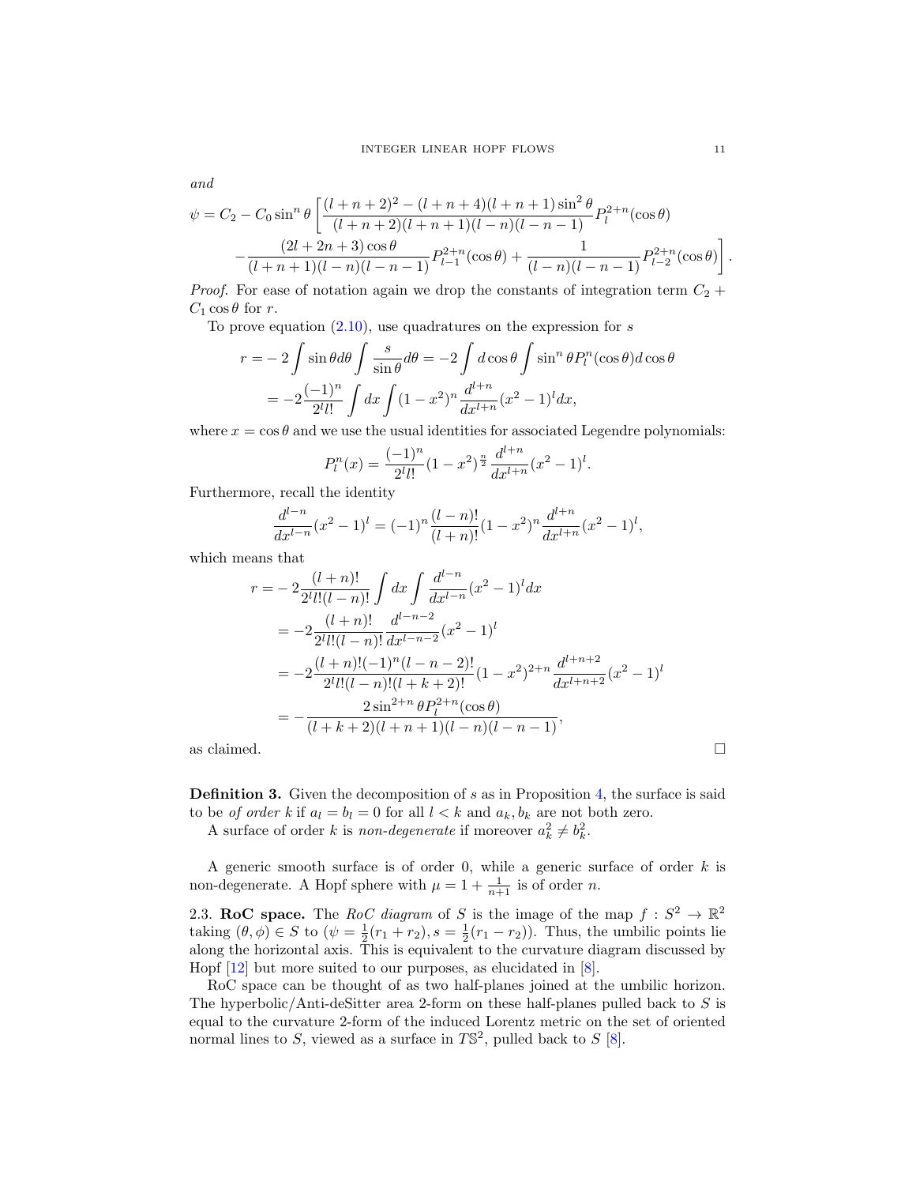*and*

$$
\psi = C_2 - C_0 \sin^n\theta \left[ \frac{(l+n+2)^2 - (l+n+4)(l+n+1)\sin^2\theta}{(l+n+2)(l+n+1)(l-n)(l-n-1)} P_l^{2+n}(\cos\theta) \right.
$$
$$
\left. - \frac{(2l+2n+3)\cos\theta}{(l+n+1)(l-n)(l-n-1)} P_{l-1}^{2+n}(\cos\theta) + \frac{1}{(l-n)(l-n-1)} P_{l-2}^{2+n}(\cos\theta) \right].
$$

*Proof.* For ease of notation again we drop the constants of integration term $C_2 + C_1\cos\theta$ for $r$.

To prove equation (2.10), use quadratures on the expression for $s$

$$
\begin{aligned}
r &= -2\int \sin\theta d\theta \int \frac{s}{\sin\theta} d\theta = -2\int d\cos\theta \int \sin^n\theta P_l^n(\cos\theta) d\cos\theta \\
&= -2\frac{(-1)^n}{2^l l!}\int dx \int (1-x^2)^n \frac{d^{l+n}}{dx^{l+n}}(x^2-1)^l dx,
\end{aligned}
$$

where $x = \cos\theta$ and we use the usual identities for associated Legendre polynomials:

$$
P_l^n(x) = \frac{(-1)^n}{2^l l!}(1-x^2)^{\frac{n}{2}} \frac{d^{l+n}}{dx^{l+n}}(x^2-1)^l.
$$

Furthermore, recall the identity

$$
\frac{d^{l-n}}{dx^{l-n}}(x^2-1)^l = (-1)^n \frac{(l-n)!}{(l+n)!}(1-x^2)^n \frac{d^{l+n}}{dx^{l+n}}(x^2-1)^l,
$$

which means that

$$
\begin{aligned}
r &= -2\frac{(l+n)!}{2^l l!(l-n)!}\int dx \int \frac{d^{l-n}}{dx^{l-n}}(x^2-1)^l dx \\
&= -2\frac{(l+n)!}{2^l l!(l-n)!}\frac{d^{l-n-2}}{dx^{l-n-2}}(x^2-1)^l \\
&= -2\frac{(l+n)!(-1)^n(l-n-2)!}{2^l l!(l-n)!(l+k+2)!}(1-x^2)^{2+n}\frac{d^{l+n+2}}{dx^{l+n+2}}(x^2-1)^l \\
&= -\frac{2\sin^{2+n}\theta P_l^{2+n}(\cos\theta)}{(l+k+2)(l+n+1)(l-n)(l-n-1)},
\end{aligned}
$$

as claimed. □

**Definition 3.** Given the decomposition of $s$ as in Proposition 4, the surface is said to be *of order* $k$ if $a_l = b_l = 0$ for all $l < k$ and $a_k, b_k$ are not both zero.

A surface of order $k$ is *non-degenerate* if moreover $a_k^2 \neq b_k^2$.

A generic smooth surface is of order 0, while a generic surface of order $k$ is non-degenerate. A Hopf sphere with $\mu = 1 + \frac{1}{n+1}$ is of order $n$.

2.3. **RoC space.** The *RoC diagram* of $S$ is the image of the map $f : S^2 \to \mathbb{R}^2$ taking $(\theta, \phi) \in S$ to $(\psi = \frac{1}{2}(r_1 + r_2), s = \frac{1}{2}(r_1 - r_2))$. Thus, the umbilic points lie along the horizontal axis. This is equivalent to the curvature diagram discussed by Hopf [12] but more suited to our purposes, as elucidated in [8].

RoC space can be thought of as two half-planes joined at the umbilic horizon. The hyperbolic/Anti-deSitter area 2-form on these half-planes pulled back to $S$ is equal to the curvature 2-form of the induced Lorentz metric on the set of oriented normal lines to $S$, viewed as a surface in $T\mathbb{S}^2$, pulled back to $S$ [8].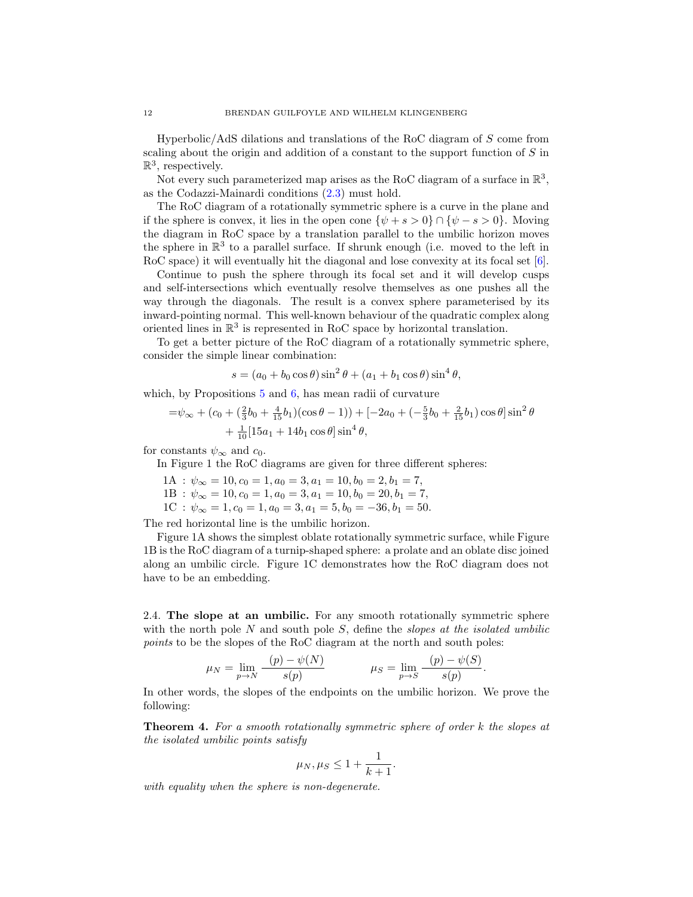Hyperbolic/AdS dilations and translations of the RoC diagram of $S$ come from scaling about the origin and addition of a constant to the support function of $S$ in $\mathbb{R}^3$, respectively.

Not every such parameterized map arises as the RoC diagram of a surface in $\mathbb{R}^3$, as the Codazzi-Mainardi conditions (2.3) must hold.

The RoC diagram of a rotationally symmetric sphere is a curve in the plane and if the sphere is convex, it lies in the open cone $\{\psi + s > 0\} \cap \{\psi - s > 0\}$. Moving the diagram in RoC space by a translation parallel to the umbilic horizon moves the sphere in $\mathbb{R}^3$ to a parallel surface. If shrunk enough (i.e. moved to the left in RoC space) it will eventually hit the diagonal and lose convexity at its focal set [6].

Continue to push the sphere through its focal set and it will develop cusps and self-intersections which eventually resolve themselves as one pushes all the way through the diagonals. The result is a convex sphere parameterised by its inward-pointing normal. This well-known behaviour of the quadratic complex along oriented lines in $\mathbb{R}^3$ is represented in RoC space by horizontal translation.

To get a better picture of the RoC diagram of a rotationally symmetric sphere, consider the simple linear combination:

$$s = (a_0 + b_0 \cos\theta)\sin^2\theta + (a_1 + b_1\cos\theta)\sin^4\theta,$$

which, by Propositions 5 and 6, has mean radii of curvature

$$\begin{aligned}=&\psi_\infty + (c_0 + (\tfrac{2}{3}b_0 + \tfrac{4}{15}b_1)(\cos\theta - 1)) + [-2a_0 + (-\tfrac{5}{3}b_0 + \tfrac{2}{15}b_1)\cos\theta]\sin^2\theta \\ &+ \tfrac{1}{10}[15a_1 + 14b_1\cos\theta]\sin^4\theta,\end{aligned}$$

for constants $\psi_\infty$ and $c_0$.

In Figure 1 the RoC diagrams are given for three different spheres:

1A : $\psi_\infty = 10, c_0 = 1, a_0 = 3, a_1 = 10, b_0 = 2, b_1 = 7$,
1B : $\psi_\infty = 10, c_0 = 1, a_0 = 3, a_1 = 10, b_0 = 20, b_1 = 7$,
1C : $\psi_\infty = 1, c_0 = 1, a_0 = 3, a_1 = 5, b_0 = -36, b_1 = 50$.

The red horizontal line is the umbilic horizon.

Figure 1A shows the simplest oblate rotationally symmetric surface, while Figure 1B is the RoC diagram of a turnip-shaped sphere: a prolate and an oblate disc joined along an umbilic circle. Figure 1C demonstrates how the RoC diagram does not have to be an embedding.

## 2.4. The slope at an umbilic.

For any smooth rotationally symmetric sphere with the north pole $N$ and south pole $S$, define the *slopes at the isolated umbilic points* to be the slopes of the RoC diagram at the north and south poles:

$$\mu_N = \lim_{p\to N} \frac{(p) - \psi(N)}{s(p)} \qquad\qquad \mu_S = \lim_{p\to S} \frac{(p) - \psi(S)}{s(p)}.$$

In other words, the slopes of the endpoints on the umbilic horizon. We prove the following:

**Theorem 4.** *For a smooth rotationally symmetric sphere of order $k$ the slopes at the isolated umbilic points satisfy*

$$\mu_N, \mu_S \leq 1 + \frac{1}{k+1}.$$

*with equality when the sphere is non-degenerate.*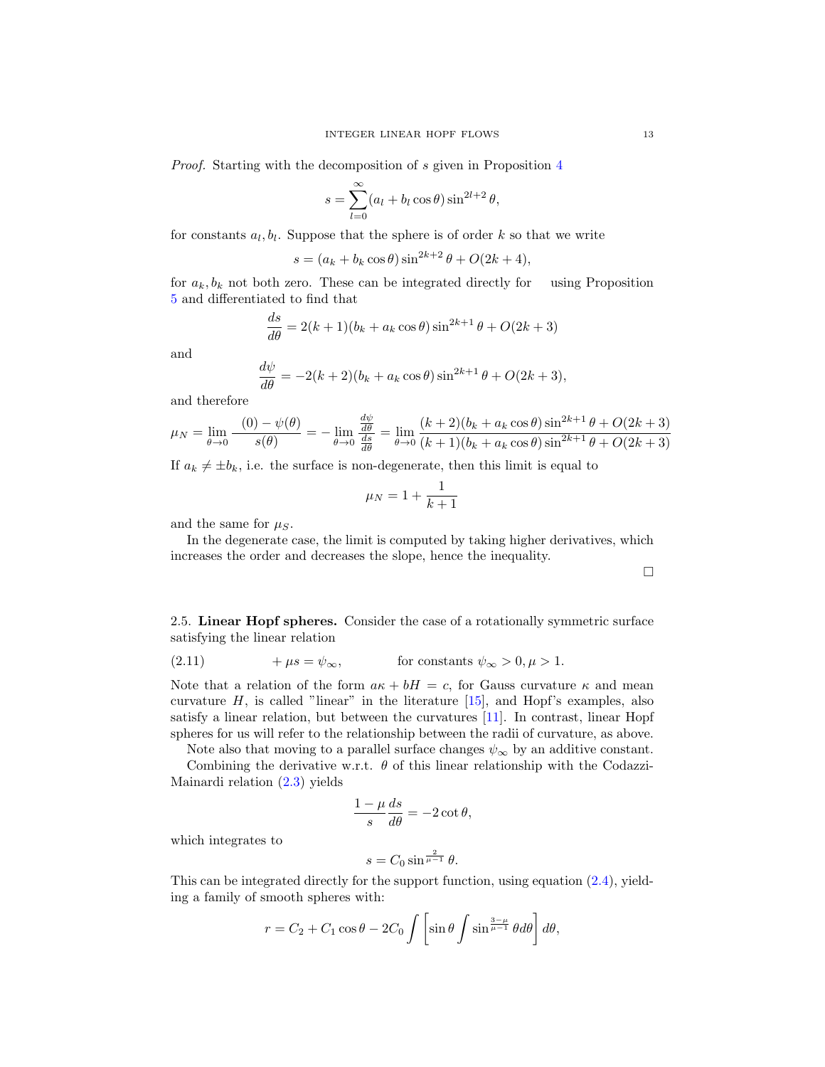*Proof.* Starting with the decomposition of $s$ given in Proposition 4

$$s = \sum_{l=0}^{\infty} (a_l + b_l \cos\theta) \sin^{2l+2}\theta,$$

for constants $a_l, b_l$. Suppose that the sphere is of order $k$ so that we write

$$s = (a_k + b_k \cos\theta) \sin^{2k+2}\theta + O(2k+4),$$

for $a_k, b_k$ not both zero. These can be integrated directly for   using Proposition 5 and differentiated to find that

$$\frac{ds}{d\theta} = 2(k+1)(b_k + a_k \cos\theta) \sin^{2k+1}\theta + O(2k+3)$$

and

$$\frac{d\psi}{d\theta} = -2(k+2)(b_k + a_k \cos\theta) \sin^{2k+1}\theta + O(2k+3),$$

and therefore

$$\mu_N = \lim_{\theta \to 0} \frac{(0) - \psi(\theta)}{s(\theta)} = -\lim_{\theta \to 0} \frac{\frac{d\psi}{d\theta}}{\frac{ds}{d\theta}} = \lim_{\theta \to 0} \frac{(k+2)(b_k + a_k \cos\theta) \sin^{2k+1}\theta + O(2k+3)}{(k+1)(b_k + a_k \cos\theta) \sin^{2k+1}\theta + O(2k+3)}$$

If $a_k \neq \pm b_k$, i.e. the surface is non-degenerate, then this limit is equal to

$$\mu_N = 1 + \frac{1}{k+1}$$

and the same for $\mu_S$.

In the degenerate case, the limit is computed by taking higher derivatives, which increases the order and decreases the slope, hence the inequality.

□

**2.5. Linear Hopf spheres.** Consider the case of a rotationally symmetric surface satisfying the linear relation

$$+ \mu s = \psi_\infty, \qquad \text{for constants } \psi_\infty > 0, \mu > 1. \tag{2.11}$$

Note that a relation of the form $a\kappa + bH = c$, for Gauss curvature $\kappa$ and mean curvature $H$, is called "linear" in the literature [15], and Hopf's examples, also satisfy a linear relation, but between the curvatures [11]. In contrast, linear Hopf spheres for us will refer to the relationship between the radii of curvature, as above.

Note also that moving to a parallel surface changes $\psi_\infty$ by an additive constant.

Combining the derivative w.r.t. $\theta$ of this linear relationship with the Codazzi-Mainardi relation (2.3) yields

$$\frac{1-\mu}{s} \frac{ds}{d\theta} = -2\cot\theta,$$

which integrates to

$$s = C_0 \sin^{\frac{2}{\mu-1}}\theta.$$

This can be integrated directly for the support function, using equation (2.4), yielding a family of smooth spheres with:

$$r = C_2 + C_1 \cos\theta - 2C_0 \int \left[ \sin\theta \int \sin^{\frac{3-\mu}{\mu-1}}\theta d\theta \right] d\theta,$$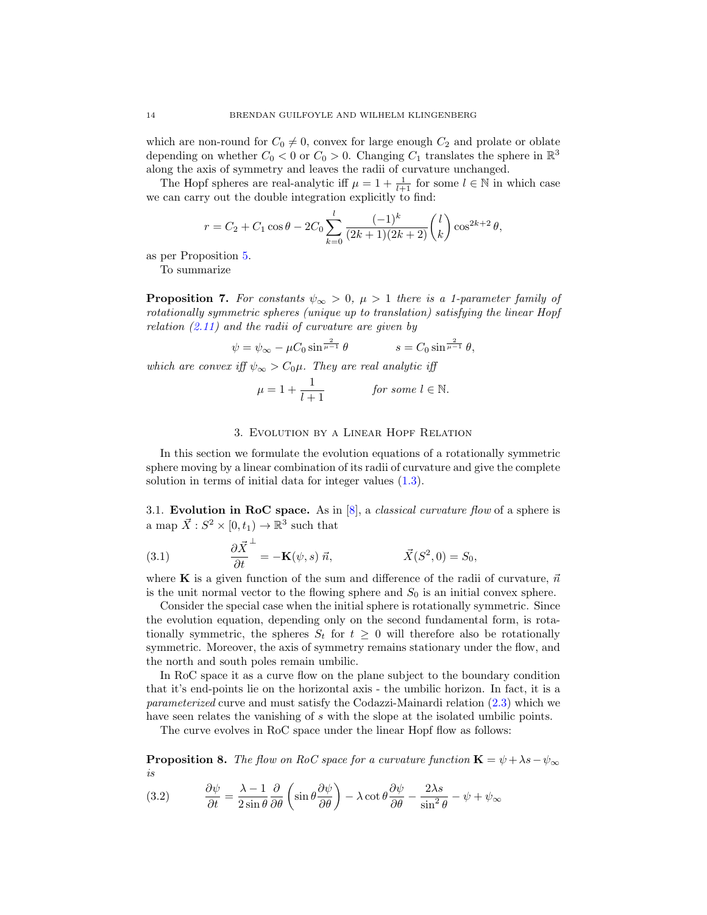which are non-round for $C_0 \neq 0$, convex for large enough $C_2$ and prolate or oblate depending on whether $C_0 < 0$ or $C_0 > 0$. Changing $C_1$ translates the sphere in $\mathbb{R}^3$ along the axis of symmetry and leaves the radii of curvature unchanged.

The Hopf spheres are real-analytic iff $\mu = 1 + \frac{1}{l+1}$ for some $l \in \mathbb{N}$ in which case we can carry out the double integration explicitly to find:

$$r = C_2 + C_1 \cos\theta - 2C_0 \sum_{k=0}^{l} \frac{(-1)^k}{(2k+1)(2k+2)} \binom{l}{k} \cos^{2k+2}\theta,$$

as per Proposition 5.

To summarize

**Proposition 7.** *For constants $\psi_\infty > 0$, $\mu > 1$ there is a 1-parameter family of rotationally symmetric spheres (unique up to translation) satisfying the linear Hopf relation (2.11) and the radii of curvature are given by*

$$\psi = \psi_\infty - \mu C_0 \sin^{\frac{2}{\mu-1}}\theta \qquad\qquad s = C_0 \sin^{\frac{2}{\mu-1}}\theta,$$

*which are convex iff $\psi_\infty > C_0\mu$. They are real analytic iff*

$$\mu = 1 + \frac{1}{l+1} \qquad\qquad \textit{for some } l \in \mathbb{N}.$$

## 3. Evolution by a Linear Hopf Relation

In this section we formulate the evolution equations of a rotationally symmetric sphere moving by a linear combination of its radii of curvature and give the complete solution in terms of initial data for integer values (1.3).

3.1. **Evolution in RoC space.** As in [8], a *classical curvature flow* of a sphere is a map $\vec{X} : S^2 \times [0, t_1) \to \mathbb{R}^3$ such that

$$\frac{\partial \vec{X}}{\partial t}^{\perp} = -\mathbf{K}(\psi, s)\, \vec{n}, \qquad\qquad \vec{X}(S^2, 0) = S_0, \tag{3.1}$$

where $\mathbf{K}$ is a given function of the sum and difference of the radii of curvature, $\vec{n}$ is the unit normal vector to the flowing sphere and $S_0$ is an initial convex sphere.

Consider the special case when the initial sphere is rotationally symmetric. Since the evolution equation, depending only on the second fundamental form, is rotationally symmetric, the spheres $S_t$ for $t \geq 0$ will therefore also be rotationally symmetric. Moreover, the axis of symmetry remains stationary under the flow, and the north and south poles remain umbilic.

In RoC space it as a curve flow on the plane subject to the boundary condition that it's end-points lie on the horizontal axis - the umbilic horizon. In fact, it is a *parameterized* curve and must satisfy the Codazzi-Mainardi relation (2.3) which we have seen relates the vanishing of $s$ with the slope at the isolated umbilic points.

The curve evolves in RoC space under the linear Hopf flow as follows:

**Proposition 8.** *The flow on RoC space for a curvature function $\mathbf{K} = \psi + \lambda s - \psi_\infty$ is*

$$\frac{\partial \psi}{\partial t} = \frac{\lambda - 1}{2\sin\theta} \frac{\partial}{\partial \theta}\left(\sin\theta \frac{\partial \psi}{\partial \theta}\right) - \lambda \cot\theta \frac{\partial \psi}{\partial \theta} - \frac{2\lambda s}{\sin^2\theta} - \psi + \psi_\infty \tag{3.2}$$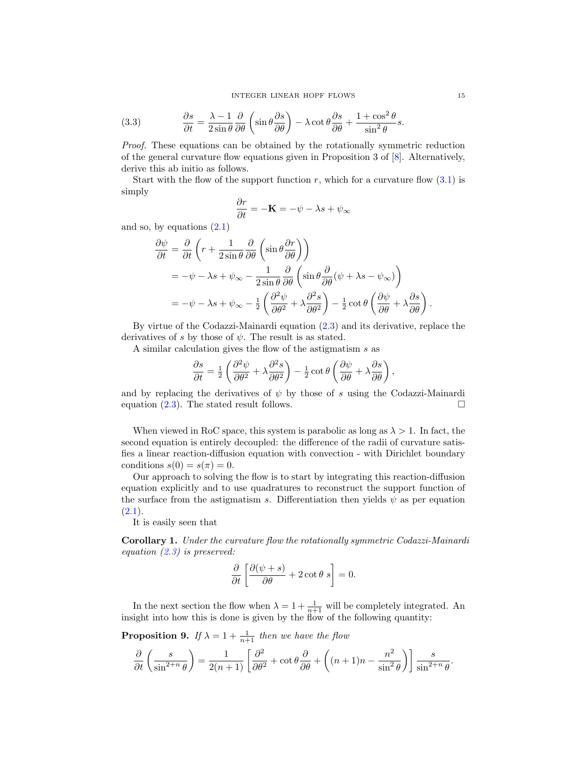$$
\frac{\partial s}{\partial t} = \frac{\lambda - 1}{2\sin\theta}\frac{\partial}{\partial\theta}\left(\sin\theta\frac{\partial s}{\partial\theta}\right) - \lambda\cot\theta\frac{\partial s}{\partial\theta} + \frac{1+\cos^2\theta}{\sin^2\theta}s. \tag{3.3}
$$

*Proof.* These equations can be obtained by the rotationally symmetric reduction of the general curvature flow equations given in Proposition 3 of [8]. Alternatively, derive this ab initio as follows.

Start with the flow of the support function $r$, which for a curvature flow (3.1) is simply

$$
\frac{\partial r}{\partial t} = -\mathbf{K} = -\psi - \lambda s + \psi_\infty
$$

and so, by equations (2.1)

$$
\begin{aligned}
\frac{\partial \psi}{\partial t} &= \frac{\partial}{\partial t}\left(r + \frac{1}{2\sin\theta}\frac{\partial}{\partial\theta}\left(\sin\theta\frac{\partial r}{\partial\theta}\right)\right) \\
&= -\psi - \lambda s + \psi_\infty - \frac{1}{2\sin\theta}\frac{\partial}{\partial\theta}\left(\sin\theta\frac{\partial}{\partial\theta}(\psi + \lambda s - \psi_\infty)\right) \\
&= -\psi - \lambda s + \psi_\infty - \tfrac{1}{2}\left(\frac{\partial^2\psi}{\partial\theta^2} + \lambda\frac{\partial^2 s}{\partial\theta^2}\right) - \tfrac{1}{2}\cot\theta\left(\frac{\partial\psi}{\partial\theta} + \lambda\frac{\partial s}{\partial\theta}\right).
\end{aligned}
$$

By virtue of the Codazzi-Mainardi equation (2.3) and its derivative, replace the derivatives of $s$ by those of $\psi$. The result is as stated.

A similar calculation gives the flow of the astigmatism $s$ as

$$
\frac{\partial s}{\partial t} = \tfrac{1}{2}\left(\frac{\partial^2\psi}{\partial\theta^2} + \lambda\frac{\partial^2 s}{\partial\theta^2}\right) - \tfrac{1}{2}\cot\theta\left(\frac{\partial\psi}{\partial\theta} + \lambda\frac{\partial s}{\partial\theta}\right),
$$

and by replacing the derivatives of $\psi$ by those of $s$ using the Codazzi-Mainardi equation (2.3). The stated result follows. □

When viewed in RoC space, this system is parabolic as long as $\lambda > 1$. In fact, the second equation is entirely decoupled: the difference of the radii of curvature satisfies a linear reaction-diffusion equation with convection - with Dirichlet boundary conditions $s(0) = s(\pi) = 0$.

Our approach to solving the flow is to start by integrating this reaction-diffusion equation explicitly and to use quadratures to reconstruct the support function of the surface from the astigmatism $s$. Differentiation then yields $\psi$ as per equation (2.1).

It is easily seen that

**Corollary 1.** *Under the curvature flow the rotationally symmetric Codazzi-Mainardi equation (2.3) is preserved:*

$$
\frac{\partial}{\partial t}\left[\frac{\partial(\psi + s)}{\partial\theta} + 2\cot\theta\ s\right] = 0.
$$

In the next section the flow when $\lambda = 1 + \frac{1}{n+1}$ will be completely integrated. An insight into how this is done is given by the flow of the following quantity:

**Proposition 9.** *If $\lambda = 1 + \frac{1}{n+1}$ then we have the flow*

$$
\frac{\partial}{\partial t}\left(\frac{s}{\sin^{2+n}\theta}\right) = \frac{1}{2(n+1)}\left[\frac{\partial^2}{\partial\theta^2} + \cot\theta\frac{\partial}{\partial\theta} + \left((n+1)n - \frac{n^2}{\sin^2\theta}\right)\right]\frac{s}{\sin^{2+n}\theta}.
$$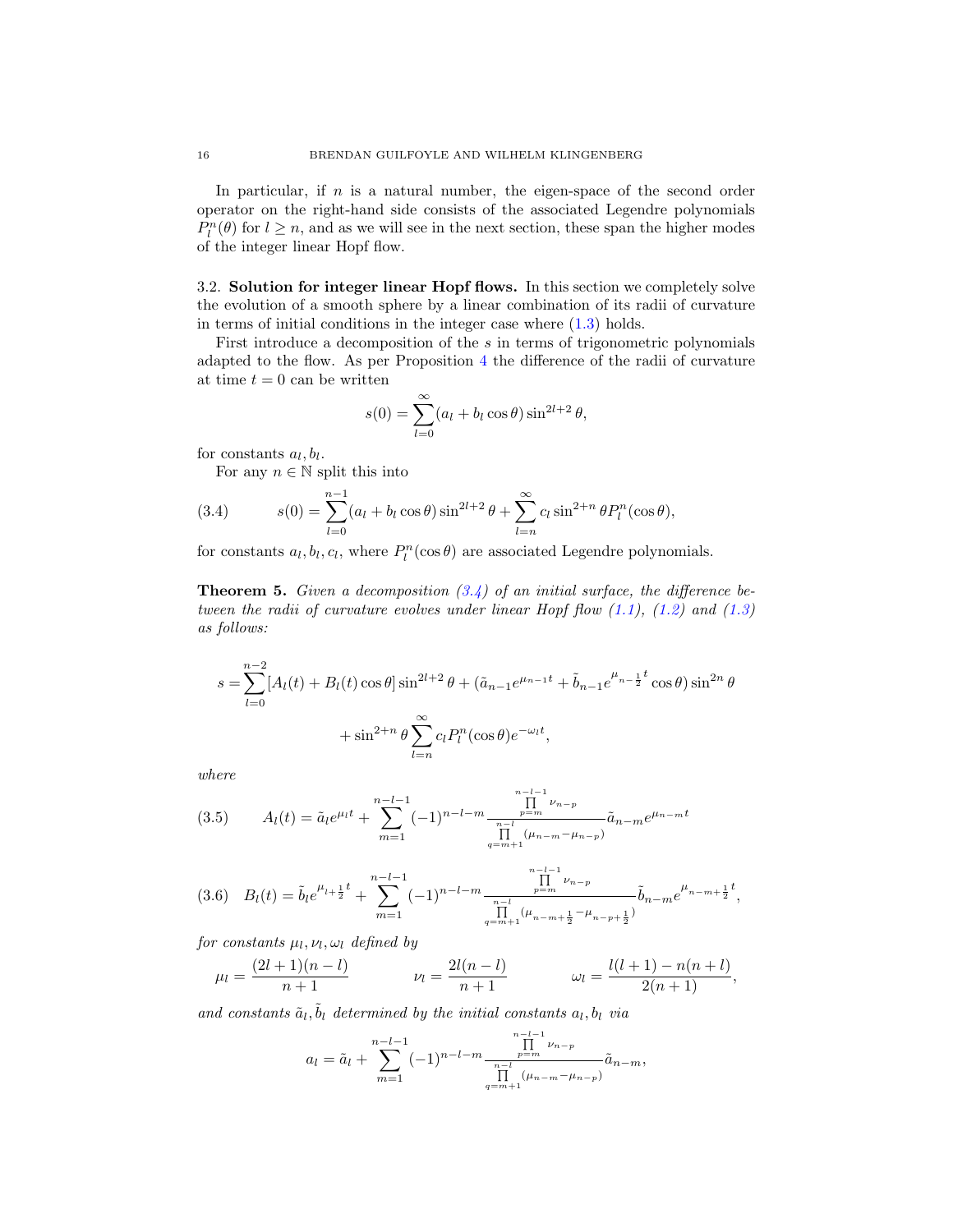In particular, if $n$ is a natural number, the eigen-space of the second order operator on the right-hand side consists of the associated Legendre polynomials $P_l^n(\theta)$ for $l \geq n$, and as we will see in the next section, these span the higher modes of the integer linear Hopf flow.

**3.2. Solution for integer linear Hopf flows.** In this section we completely solve the evolution of a smooth sphere by a linear combination of its radii of curvature in terms of initial conditions in the integer case where (1.3) holds.

First introduce a decomposition of the $s$ in terms of trigonometric polynomials adapted to the flow. As per Proposition 4 the difference of the radii of curvature at time $t = 0$ can be written

$$s(0) = \sum_{l=0}^{\infty}(a_l + b_l \cos\theta)\sin^{2l+2}\theta,$$

for constants $a_l, b_l$.

For any $n \in \mathbb{N}$ split this into

$$s(0) = \sum_{l=0}^{n-1}(a_l + b_l \cos\theta)\sin^{2l+2}\theta + \sum_{l=n}^{\infty} c_l \sin^{2+n}\theta P_l^n(\cos\theta), \tag{3.4}$$

for constants $a_l, b_l, c_l$, where $P_l^n(\cos\theta)$ are associated Legendre polynomials.

**Theorem 5.** *Given a decomposition (3.4) of an initial surface, the difference between the radii of curvature evolves under linear Hopf flow (1.1), (1.2) and (1.3) as follows:*

$$s = \sum_{l=0}^{n-2}[A_l(t) + B_l(t)\cos\theta]\sin^{2l+2}\theta + (\tilde{a}_{n-1}e^{\mu_{n-1}t} + \tilde{b}_{n-1}e^{\mu_{n-\frac{1}{2}}t}\cos\theta)\sin^{2n}\theta$$

$$+ \sin^{2+n}\theta\sum_{l=n}^{\infty} c_l P_l^n(\cos\theta)e^{-\omega_l t},$$

*where*

$$A_l(t) = \tilde{a}_l e^{\mu_l t} + \sum_{m=1}^{n-l-1}(-1)^{n-l-m}\frac{\prod_{p=m}^{n-l-1}\nu_{n-p}}{\prod_{q=m+1}^{n-l}(\mu_{n-m}-\mu_{n-p})}\tilde{a}_{n-m}e^{\mu_{n-m}t} \tag{3.5}$$

$$B_l(t) = \tilde{b}_l e^{\mu_{l+\frac{1}{2}}t} + \sum_{m=1}^{n-l-1}(-1)^{n-l-m}\frac{\prod_{p=m}^{n-l-1}\nu_{n-p}}{\prod_{q=m+1}^{n-l}(\mu_{n-m+\frac{1}{2}}-\mu_{n-p+\frac{1}{2}})}\tilde{b}_{n-m}e^{\mu_{n-m+\frac{1}{2}}t}, \tag{3.6}$$

*for constants $\mu_l, \nu_l, \omega_l$ defined by*

$$\mu_l = \frac{(2l+1)(n-l)}{n+1} \qquad \nu_l = \frac{2l(n-l)}{n+1} \qquad \omega_l = \frac{l(l+1)-n(n+l)}{2(n+1)},$$

*and constants $\tilde{a}_l, \tilde{b}_l$ determined by the initial constants $a_l, b_l$ via*

$$a_l = \tilde{a}_l + \sum_{m=1}^{n-l-1}(-1)^{n-l-m}\frac{\prod_{p=m}^{n-l-1}\nu_{n-p}}{\prod_{q=m+1}^{n-l}(\mu_{n-m}-\mu_{n-p})}\tilde{a}_{n-m},$$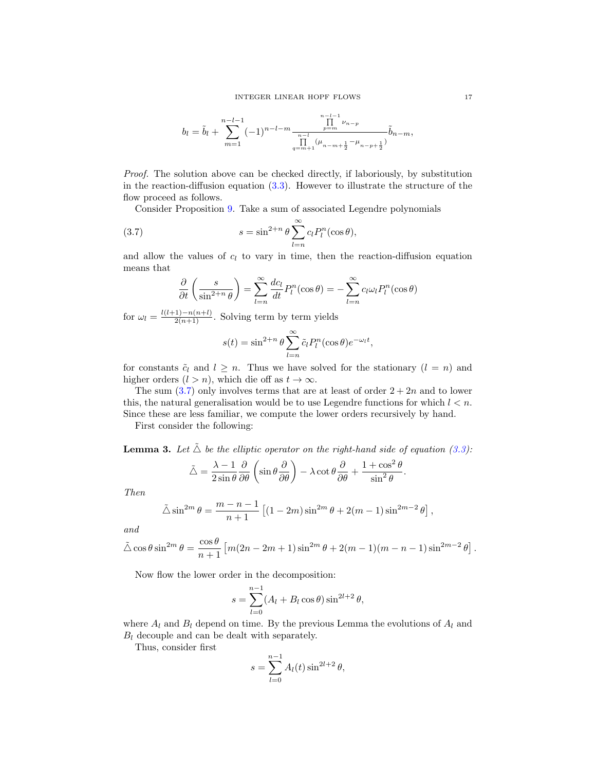$$
b_l = \tilde{b}_l + \sum_{m=1}^{n-l-1} (-1)^{n-l-m} \frac{\prod\limits_{p=m}^{n-l-1} \nu_{n-p}}{\prod\limits_{q=m+1}^{n-l} (\mu_{n-m+\frac{1}{2}} - \mu_{n-p+\frac{1}{2}})} \tilde{b}_{n-m},
$$

*Proof.* The solution above can be checked directly, if laboriously, by substitution in the reaction-diffusion equation (3.3). However to illustrate the structure of the flow proceed as follows.

Consider Proposition 9. Take a sum of associated Legendre polynomials

$$
s = \sin^{2+n}\theta \sum_{l=n}^{\infty} c_l P_l^n(\cos\theta), \tag{3.7}
$$

and allow the values of $c_l$ to vary in time, then the reaction-diffusion equation means that

$$
\frac{\partial}{\partial t}\left(\frac{s}{\sin^{2+n}\theta}\right) = \sum_{l=n}^{\infty} \frac{dc_l}{dt} P_l^n(\cos\theta) = -\sum_{l=n}^{\infty} c_l \omega_l P_l^n(\cos\theta)
$$

for $\omega_l = \frac{l(l+1)-n(n+l)}{2(n+1)}$. Solving term by term yields

$$
s(t) = \sin^{2+n}\theta \sum_{l=n}^{\infty} \tilde{c}_l P_l^n(\cos\theta) e^{-\omega_l t},
$$

for constants $\tilde{c}_l$ and $l \geq n$. Thus we have solved for the stationary ($l = n$) and higher orders ($l > n$), which die off as $t \to \infty$.

The sum (3.7) only involves terms that are at least of order $2 + 2n$ and to lower this, the natural generalisation would be to use Legendre functions for which $l < n$. Since these are less familiar, we compute the lower orders recursively by hand.

First consider the following:

**Lemma 3.** *Let $\tilde{\triangle}$ be the elliptic operator on the right-hand side of equation (3.3):*

$$
\tilde{\triangle} = \frac{\lambda - 1}{2\sin\theta}\frac{\partial}{\partial\theta}\left(\sin\theta\frac{\partial}{\partial\theta}\right) - \lambda\cot\theta\frac{\partial}{\partial\theta} + \frac{1+\cos^2\theta}{\sin^2\theta}.
$$

*Then*

$$
\tilde{\triangle}\sin^{2m}\theta = \frac{m-n-1}{n+1}\left[(1-2m)\sin^{2m}\theta + 2(m-1)\sin^{2m-2}\theta\right],
$$

*and*

$$
\tilde{\triangle}\cos\theta\sin^{2m}\theta = \frac{\cos\theta}{n+1}\left[m(2n-2m+1)\sin^{2m}\theta + 2(m-1)(m-n-1)\sin^{2m-2}\theta\right].
$$

Now flow the lower order in the decomposition:

$$
s = \sum_{l=0}^{n-1}(A_l + B_l\cos\theta)\sin^{2l+2}\theta,
$$

where $A_l$ and $B_l$ depend on time. By the previous Lemma the evolutions of $A_l$ and $B_l$ decouple and can be dealt with separately.

Thus, consider first

$$
s = \sum_{l=0}^{n-1} A_l(t)\sin^{2l+2}\theta,
$$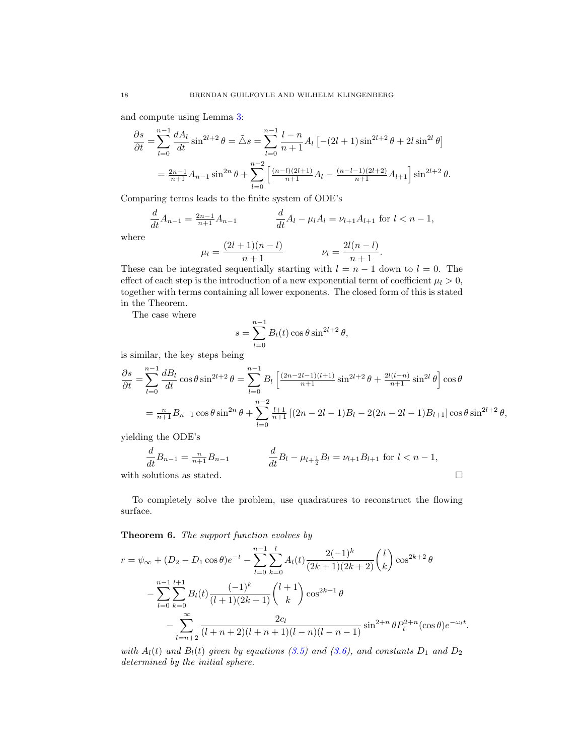and compute using Lemma 3:

$$
\begin{aligned}
\frac{\partial s}{\partial t} &= \sum_{l=0}^{n-1} \frac{dA_l}{dt} \sin^{2l+2}\theta = \tilde{\triangle} s = \sum_{l=0}^{n-1} \frac{l-n}{n+1} A_l \left[ -(2l+1)\sin^{2l+2}\theta + 2l \sin^{2l}\theta \right] \\
&= \tfrac{2n-1}{n+1} A_{n-1} \sin^{2n}\theta + \sum_{l=0}^{n-2} \left[ \tfrac{(n-l)(2l+1)}{n+1} A_l - \tfrac{(n-l-1)(2l+2)}{n+1} A_{l+1} \right] \sin^{2l+2}\theta.
\end{aligned}
$$

Comparing terms leads to the finite system of ODE's

$$
\frac{d}{dt} A_{n-1} = \tfrac{2n-1}{n+1} A_{n-1} \qquad\qquad \frac{d}{dt} A_l - \mu_l A_l = \nu_{l+1} A_{l+1} \text{ for } l < n-1,
$$

where

$$
\mu_l = \frac{(2l+1)(n-l)}{n+1} \qquad\qquad \nu_l = \frac{2l(n-l)}{n+1}.
$$

These can be integrated sequentially starting with $l = n-1$ down to $l = 0$. The effect of each step is the introduction of a new exponential term of coefficient $\mu_l > 0$, together with terms containing all lower exponents. The closed form of this is stated in the Theorem.

The case where

$$
s = \sum_{l=0}^{n-1} B_l(t) \cos\theta \sin^{2l+2}\theta,
$$

is similar, the key steps being

$$
\begin{aligned}
\frac{\partial s}{\partial t} &= \sum_{l=0}^{n-1} \frac{dB_l}{dt} \cos\theta \sin^{2l+2}\theta = \sum_{l=0}^{n-1} B_l \left[ \tfrac{(2n-2l-1)(l+1)}{n+1} \sin^{2l+2}\theta + \tfrac{2l(l-n)}{n+1} \sin^{2l}\theta \right] \cos\theta \\
&= \tfrac{n}{n+1} B_{n-1} \cos\theta \sin^{2n}\theta + \sum_{l=0}^{n-2} \tfrac{l+1}{n+1} \left[ (2n-2l-1) B_l - 2(2n-2l-1) B_{l+1} \right] \cos\theta \sin^{2l+2}\theta,
\end{aligned}
$$

yielding the ODE's

$$
\frac{d}{dt} B_{n-1} = \tfrac{n}{n+1} B_{n-1} \qquad\qquad \frac{d}{dt} B_l - \mu_{l+\frac{1}{2}} B_l = \nu_{l+1} B_{l+1} \text{ for } l < n-1,
$$

with solutions as stated. □

To completely solve the problem, use quadratures to reconstruct the flowing surface.

**Theorem 6.** *The support function evolves by*

$$
\begin{aligned}
r = \psi_\infty + (D_2 - D_1 \cos\theta) e^{-t} &- \sum_{l=0}^{n-1} \sum_{k=0}^{l} A_l(t) \frac{2(-1)^k}{(2k+1)(2k+2)} \binom{l}{k} \cos^{2k+2}\theta \\
&- \sum_{l=0}^{n-1} \sum_{k=0}^{l+1} B_l(t) \frac{(-1)^k}{(l+1)(2k+1)} \binom{l+1}{k} \cos^{2k+1}\theta \\
&\qquad - \sum_{l=n+2}^{\infty} \frac{2c_l}{(l+n+2)(l+n+1)(l-n)(l-n-1)} \sin^{2+n}\theta P_l^{2+n}(\cos\theta) e^{-\omega_l t}.
\end{aligned}
$$

*with $A_l(t)$ and $B_l(t)$ given by equations (3.5) and (3.6), and constants $D_1$ and $D_2$ determined by the initial sphere.*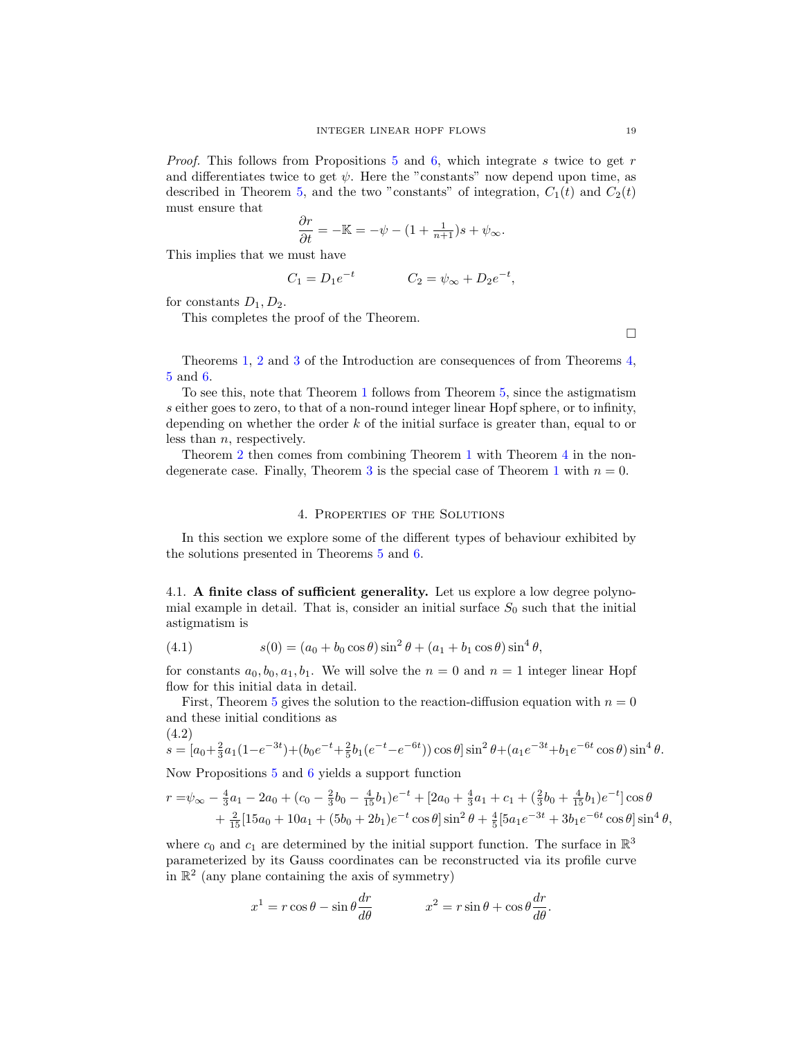*Proof.* This follows from Propositions 5 and 6, which integrate $s$ twice to get $r$ and differentiates twice to get $\psi$. Here the "constants" now depend upon time, as described in Theorem 5, and the two "constants" of integration, $C_1(t)$ and $C_2(t)$ must ensure that

$$\frac{\partial r}{\partial t} = -\mathbb{K} = -\psi - (1 + \tfrac{1}{n+1})s + \psi_\infty.$$

This implies that we must have

$$C_1 = D_1 e^{-t} \qquad\qquad C_2 = \psi_\infty + D_2 e^{-t},$$

for constants $D_1, D_2$.

This completes the proof of the Theorem.

□

Theorems 1, 2 and 3 of the Introduction are consequences of from Theorems 4, 5 and 6.

To see this, note that Theorem 1 follows from Theorem 5, since the astigmatism $s$ either goes to zero, to that of a non-round integer linear Hopf sphere, or to infinity, depending on whether the order $k$ of the initial surface is greater than, equal to or less than $n$, respectively.

Theorem 2 then comes from combining Theorem 1 with Theorem 4 in the non-degenerate case. Finally, Theorem 3 is the special case of Theorem 1 with $n = 0$.

## 4. Properties of the Solutions

In this section we explore some of the different types of behaviour exhibited by the solutions presented in Theorems 5 and 6.

### 4.1. A finite class of sufficient generality.

Let us explore a low degree polynomial example in detail. That is, consider an initial surface $S_0$ such that the initial astigmatism is

$$s(0) = (a_0 + b_0\cos\theta)\sin^2\theta + (a_1 + b_1\cos\theta)\sin^4\theta, \tag{4.1}$$

for constants $a_0, b_0, a_1, b_1$. We will solve the $n = 0$ and $n = 1$ integer linear Hopf flow for this initial data in detail.

First, Theorem 5 gives the solution to the reaction-diffusion equation with $n = 0$ and these initial conditions as

$$s = [a_0 + \tfrac{2}{3}a_1(1-e^{-3t}) + (b_0 e^{-t} + \tfrac{2}{5}b_1(e^{-t} - e^{-6t}))\cos\theta]\sin^2\theta + (a_1 e^{-3t} + b_1 e^{-6t}\cos\theta)\sin^4\theta. \tag{4.2}$$

Now Propositions 5 and 6 yields a support function

$$\begin{aligned} r =& \psi_\infty - \tfrac{4}{3}a_1 - 2a_0 + (c_0 - \tfrac{2}{3}b_0 - \tfrac{4}{15}b_1)e^{-t} + [2a_0 + \tfrac{4}{3}a_1 + c_1 + (\tfrac{2}{3}b_0 + \tfrac{4}{15}b_1)e^{-t}]\cos\theta \\ &+ \tfrac{2}{15}[15a_0 + 10a_1 + (5b_0 + 2b_1)e^{-t}\cos\theta]\sin^2\theta + \tfrac{4}{5}[5a_1 e^{-3t} + 3b_1 e^{-6t}\cos\theta]\sin^4\theta, \end{aligned}$$

where $c_0$ and $c_1$ are determined by the initial support function. The surface in $\mathbb{R}^3$ parameterized by its Gauss coordinates can be reconstructed via its profile curve in $\mathbb{R}^2$ (any plane containing the axis of symmetry)

$$x^1 = r\cos\theta - \sin\theta\frac{dr}{d\theta} \qquad\qquad x^2 = r\sin\theta + \cos\theta\frac{dr}{d\theta}.$$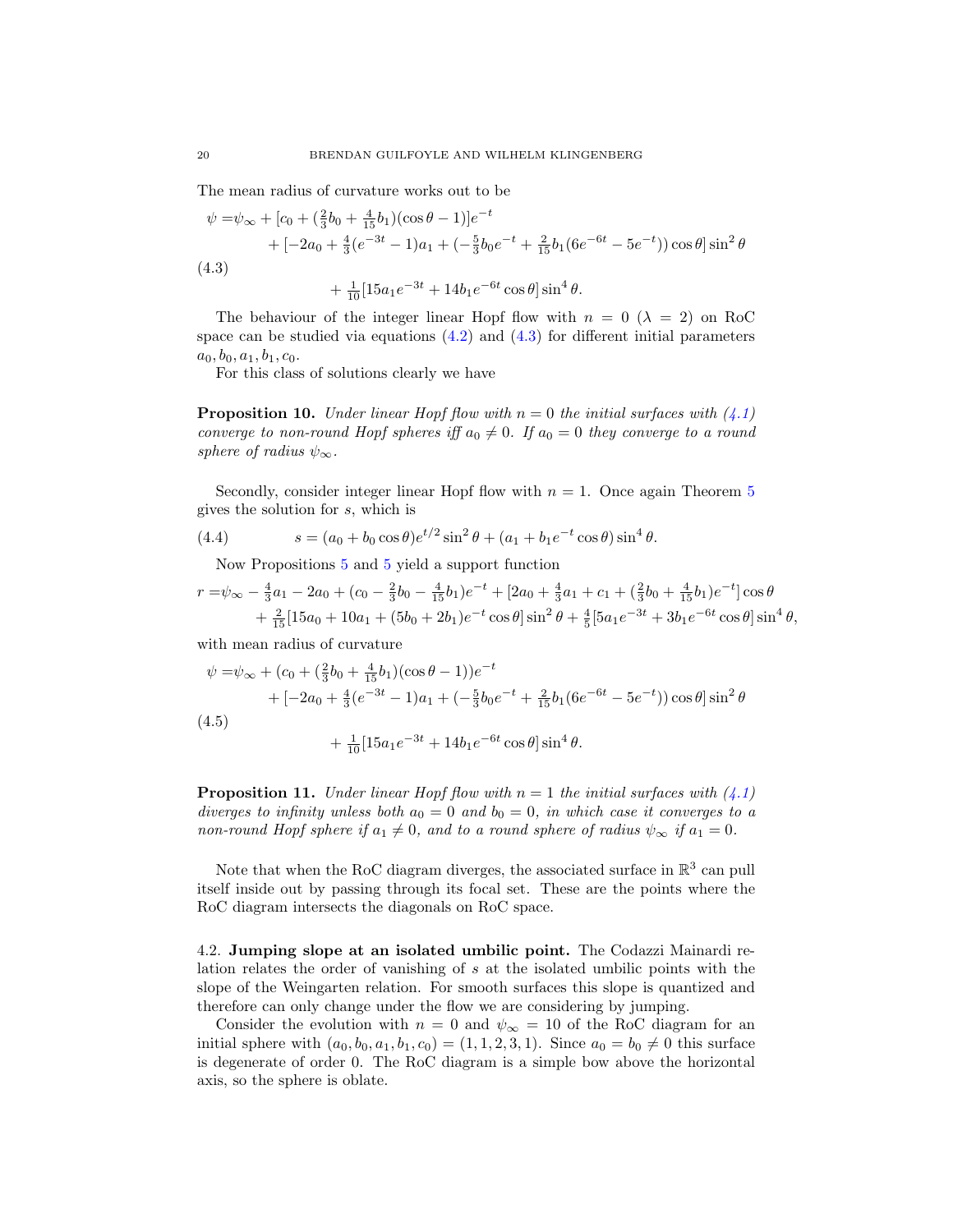The mean radius of curvature works out to be

$$
\begin{aligned}
\psi =& \psi_\infty + [c_0 + (\tfrac{2}{3}b_0 + \tfrac{4}{15}b_1)(\cos\theta - 1)]e^{-t} \\
&+ [-2a_0 + \tfrac{4}{3}(e^{-3t} - 1)a_1 + (-\tfrac{5}{3}b_0 e^{-t} + \tfrac{2}{15}b_1(6e^{-6t} - 5e^{-t}))\cos\theta]\sin^2\theta \\
&+ \tfrac{1}{10}[15a_1 e^{-3t} + 14b_1 e^{-6t}\cos\theta]\sin^4\theta.
\end{aligned}
\tag{4.3}
$$

The behaviour of the integer linear Hopf flow with $n = 0$ ($\lambda = 2$) on RoC space can be studied via equations (4.2) and (4.3) for different initial parameters $a_0, b_0, a_1, b_1, c_0$.

For this class of solutions clearly we have

**Proposition 10.** *Under linear Hopf flow with $n = 0$ the initial surfaces with (4.1) converge to non-round Hopf spheres iff $a_0 \neq 0$. If $a_0 = 0$ they converge to a round sphere of radius $\psi_\infty$.*

Secondly, consider integer linear Hopf flow with $n = 1$. Once again Theorem 5 gives the solution for $s$, which is

$$
s = (a_0 + b_0\cos\theta)e^{t/2}\sin^2\theta + (a_1 + b_1 e^{-t}\cos\theta)\sin^4\theta. \tag{4.4}
$$

Now Propositions 5 and 5 yield a support function

$$
\begin{aligned}
r =& \psi_\infty - \tfrac{4}{3}a_1 - 2a_0 + (c_0 - \tfrac{2}{3}b_0 - \tfrac{4}{15}b_1)e^{-t} + [2a_0 + \tfrac{4}{3}a_1 + c_1 + (\tfrac{2}{3}b_0 + \tfrac{4}{15}b_1)e^{-t}]\cos\theta \\
&+ \tfrac{2}{15}[15a_0 + 10a_1 + (5b_0 + 2b_1)e^{-t}\cos\theta]\sin^2\theta + \tfrac{4}{5}[5a_1 e^{-3t} + 3b_1 e^{-6t}\cos\theta]\sin^4\theta,
\end{aligned}
$$

with mean radius of curvature

$$
\begin{aligned}
\psi =& \psi_\infty + (c_0 + (\tfrac{2}{3}b_0 + \tfrac{4}{15}b_1)(\cos\theta - 1))e^{-t} \\
&+ [-2a_0 + \tfrac{4}{3}(e^{-3t} - 1)a_1 + (-\tfrac{5}{3}b_0 e^{-t} + \tfrac{2}{15}b_1(6e^{-6t} - 5e^{-t}))\cos\theta]\sin^2\theta \\
&+ \tfrac{1}{10}[15a_1 e^{-3t} + 14b_1 e^{-6t}\cos\theta]\sin^4\theta.
\end{aligned}
\tag{4.5}
$$

**Proposition 11.** *Under linear Hopf flow with $n = 1$ the initial surfaces with (4.1) diverges to infinity unless both $a_0 = 0$ and $b_0 = 0$, in which case it converges to a non-round Hopf sphere if $a_1 \neq 0$, and to a round sphere of radius $\psi_\infty$ if $a_1 = 0$.*

Note that when the RoC diagram diverges, the associated surface in $\mathbb{R}^3$ can pull itself inside out by passing through its focal set. These are the points where the RoC diagram intersects the diagonals on RoC space.

### 4.2. Jumping slope at an isolated umbilic point.

The Codazzi Mainardi relation relates the order of vanishing of $s$ at the isolated umbilic points with the slope of the Weingarten relation. For smooth surfaces this slope is quantized and therefore can only change under the flow we are considering by jumping.

Consider the evolution with $n = 0$ and $\psi_\infty = 10$ of the RoC diagram for an initial sphere with $(a_0, b_0, a_1, b_1, c_0) = (1, 1, 2, 3, 1)$. Since $a_0 = b_0 \neq 0$ this surface is degenerate of order 0. The RoC diagram is a simple bow above the horizontal axis, so the sphere is oblate.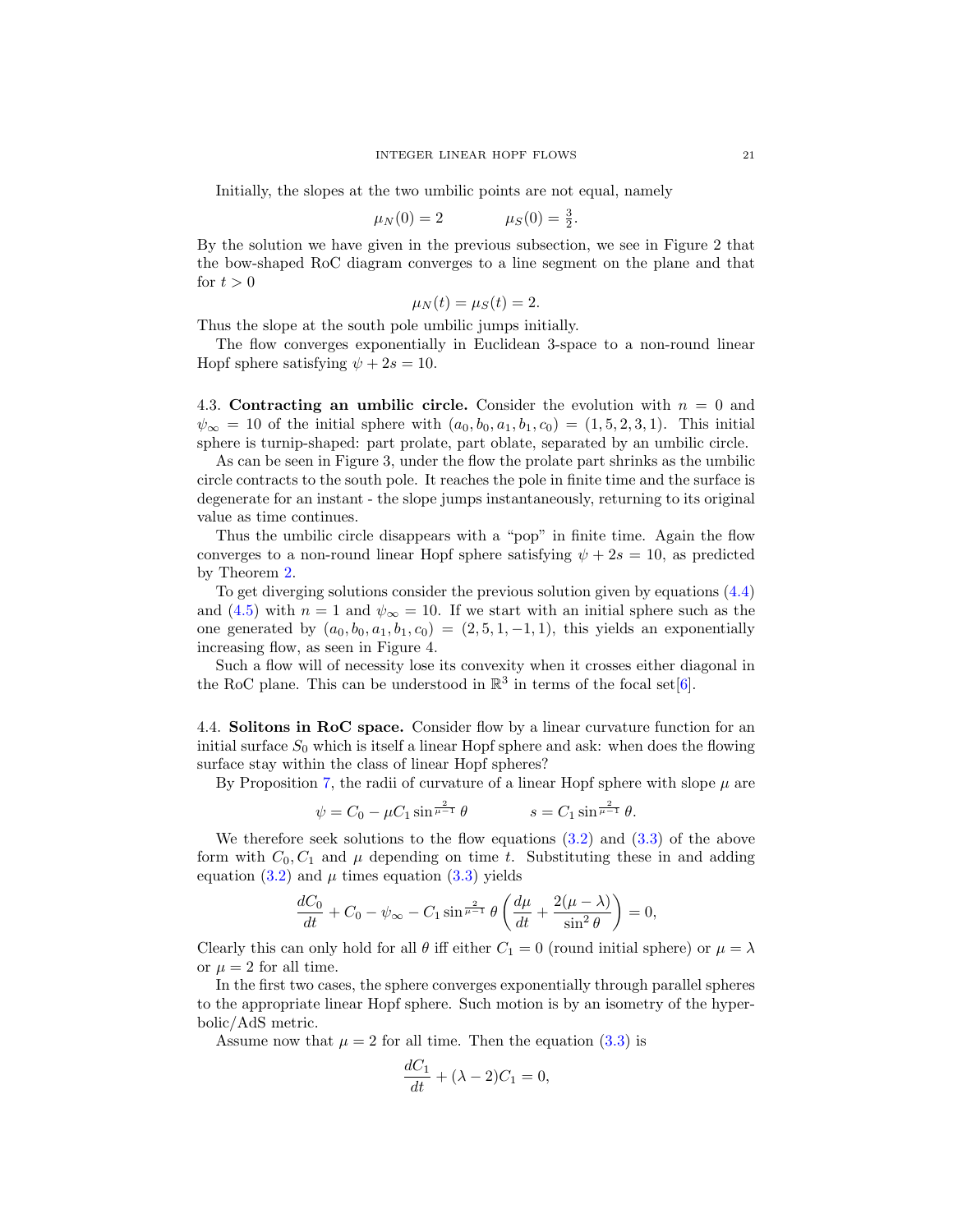Initially, the slopes at the two umbilic points are not equal, namely

$$\mu_N(0) = 2 \qquad\qquad \mu_S(0) = \tfrac{3}{2}.$$

By the solution we have given in the previous subsection, we see in Figure 2 that the bow-shaped RoC diagram converges to a line segment on the plane and that for $t > 0$

$$\mu_N(t) = \mu_S(t) = 2.$$

Thus the slope at the south pole umbilic jumps initially.

The flow converges exponentially in Euclidean 3-space to a non-round linear Hopf sphere satisfying $\psi + 2s = 10$.

### 4.3. Contracting an umbilic circle.

Consider the evolution with $n = 0$ and $\psi_\infty = 10$ of the initial sphere with $(a_0, b_0, a_1, b_1, c_0) = (1, 5, 2, 3, 1)$. This initial sphere is turnip-shaped: part prolate, part oblate, separated by an umbilic circle.

As can be seen in Figure 3, under the flow the prolate part shrinks as the umbilic circle contracts to the south pole. It reaches the pole in finite time and the surface is degenerate for an instant - the slope jumps instantaneously, returning to its original value as time continues.

Thus the umbilic circle disappears with a "pop" in finite time. Again the flow converges to a non-round linear Hopf sphere satisfying $\psi + 2s = 10$, as predicted by Theorem 2.

To get diverging solutions consider the previous solution given by equations (4.4) and (4.5) with $n = 1$ and $\psi_\infty = 10$. If we start with an initial sphere such as the one generated by $(a_0, b_0, a_1, b_1, c_0) = (2, 5, 1, -1, 1)$, this yields an exponentially increasing flow, as seen in Figure 4.

Such a flow will of necessity lose its convexity when it crosses either diagonal in the RoC plane. This can be understood in $\mathbb{R}^3$ in terms of the focal set[6].

### 4.4. Solitons in RoC space.

Consider flow by a linear curvature function for an initial surface $S_0$ which is itself a linear Hopf sphere and ask: when does the flowing surface stay within the class of linear Hopf spheres?

By Proposition 7, the radii of curvature of a linear Hopf sphere with slope $\mu$ are

$$\psi = C_0 - \mu C_1 \sin^{\frac{2}{\mu-1}}\theta \qquad\qquad s = C_1 \sin^{\frac{2}{\mu-1}}\theta.$$

We therefore seek solutions to the flow equations (3.2) and (3.3) of the above form with $C_0, C_1$ and $\mu$ depending on time $t$. Substituting these in and adding equation (3.2) and $\mu$ times equation (3.3) yields

$$\frac{dC_0}{dt} + C_0 - \psi_\infty - C_1 \sin^{\frac{2}{\mu-1}}\theta \left( \frac{d\mu}{dt} + \frac{2(\mu - \lambda)}{\sin^2\theta} \right) = 0,$$

Clearly this can only hold for all $\theta$ iff either $C_1 = 0$ (round initial sphere) or $\mu = \lambda$ or $\mu = 2$ for all time.

In the first two cases, the sphere converges exponentially through parallel spheres to the appropriate linear Hopf sphere. Such motion is by an isometry of the hyperbolic/AdS metric.

Assume now that $\mu = 2$ for all time. Then the equation (3.3) is

$$\frac{dC_1}{dt} + (\lambda - 2)C_1 = 0,$$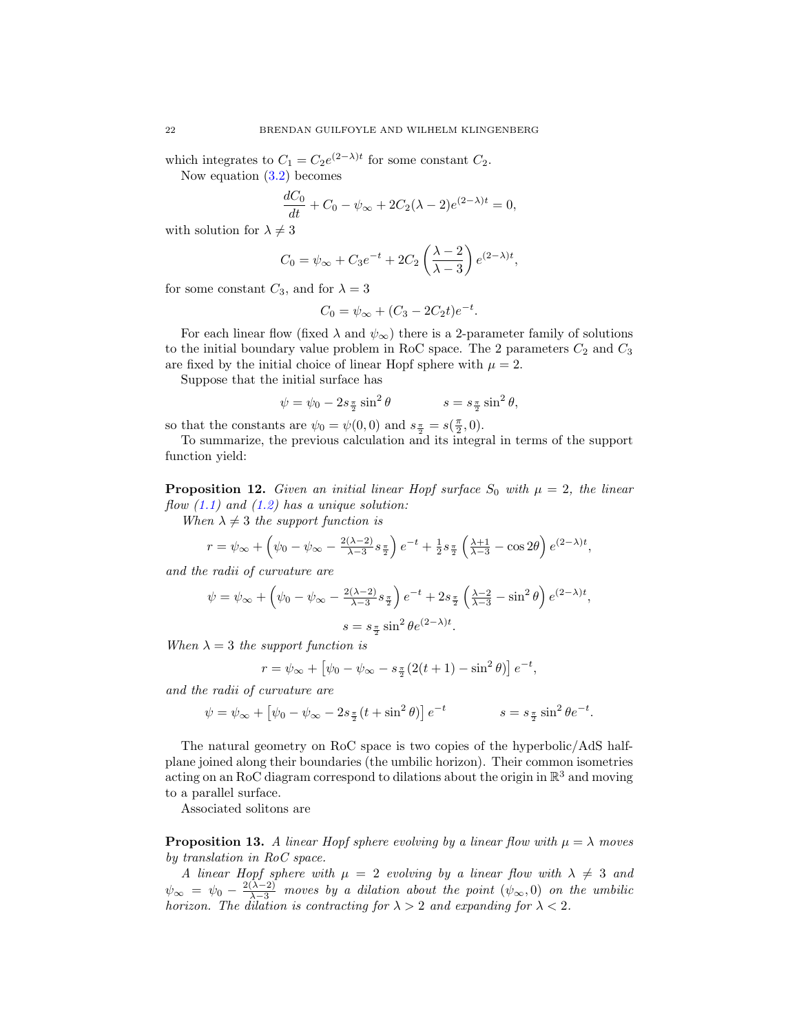which integrates to $C_1 = C_2 e^{(2-\lambda)t}$ for some constant $C_2$.

Now equation (3.2) becomes

$$\frac{dC_0}{dt} + C_0 - \psi_\infty + 2C_2(\lambda - 2)e^{(2-\lambda)t} = 0,$$

with solution for $\lambda \neq 3$

$$C_0 = \psi_\infty + C_3 e^{-t} + 2C_2\left(\frac{\lambda - 2}{\lambda - 3}\right)e^{(2-\lambda)t},$$

for some constant $C_3$, and for $\lambda = 3$

$$C_0 = \psi_\infty + (C_3 - 2C_2 t)e^{-t}.$$

For each linear flow (fixed $\lambda$ and $\psi_\infty$) there is a 2-parameter family of solutions to the initial boundary value problem in RoC space. The 2 parameters $C_2$ and $C_3$ are fixed by the initial choice of linear Hopf sphere with $\mu = 2$.

Suppose that the initial surface has

$$\psi = \psi_0 - 2s_{\frac{\pi}{2}}\sin^2\theta \qquad\qquad s = s_{\frac{\pi}{2}}\sin^2\theta,$$

so that the constants are $\psi_0 = \psi(0,0)$ and $s_{\frac{\pi}{2}} = s(\frac{\pi}{2}, 0)$.

To summarize, the previous calculation and its integral in terms of the support function yield:

**Proposition 12.** *Given an initial linear Hopf surface $S_0$ with $\mu = 2$, the linear flow (1.1) and (1.2) has a unique solution:*

*When $\lambda \neq 3$ the support function is*

$$r = \psi_\infty + \left(\psi_0 - \psi_\infty - \tfrac{2(\lambda-2)}{\lambda-3}s_{\frac{\pi}{2}}\right)e^{-t} + \tfrac{1}{2}s_{\frac{\pi}{2}}\left(\tfrac{\lambda+1}{\lambda-3} - \cos 2\theta\right)e^{(2-\lambda)t},$$

*and the radii of curvature are*

$$\psi = \psi_\infty + \left(\psi_0 - \psi_\infty - \tfrac{2(\lambda-2)}{\lambda-3}s_{\frac{\pi}{2}}\right)e^{-t} + 2s_{\frac{\pi}{2}}\left(\tfrac{\lambda-2}{\lambda-3} - \sin^2\theta\right)e^{(2-\lambda)t},$$

$$s = s_{\frac{\pi}{2}}\sin^2\theta e^{(2-\lambda)t}.$$

*When $\lambda = 3$ the support function is*

$$r = \psi_\infty + \left[\psi_0 - \psi_\infty - s_{\frac{\pi}{2}}(2(t+1) - \sin^2\theta)\right]e^{-t},$$

*and the radii of curvature are*

$$\psi = \psi_\infty + \left[\psi_0 - \psi_\infty - 2s_{\frac{\pi}{2}}(t + \sin^2\theta)\right]e^{-t} \qquad\qquad s = s_{\frac{\pi}{2}}\sin^2\theta e^{-t}.$$

The natural geometry on RoC space is two copies of the hyperbolic/AdS half-plane joined along their boundaries (the umbilic horizon). Their common isometries acting on an RoC diagram correspond to dilations about the origin in $\mathbb{R}^3$ and moving to a parallel surface.

Associated solitons are

**Proposition 13.** *A linear Hopf sphere evolving by a linear flow with $\mu = \lambda$ moves by translation in RoC space.*

*A linear Hopf sphere with $\mu = 2$ evolving by a linear flow with $\lambda \neq 3$ and $\psi_\infty = \psi_0 - \frac{2(\lambda-2)}{\lambda-3}$ moves by a dilation about the point $(\psi_\infty, 0)$ on the umbilic horizon. The dilation is contracting for $\lambda > 2$ and expanding for $\lambda < 2$.*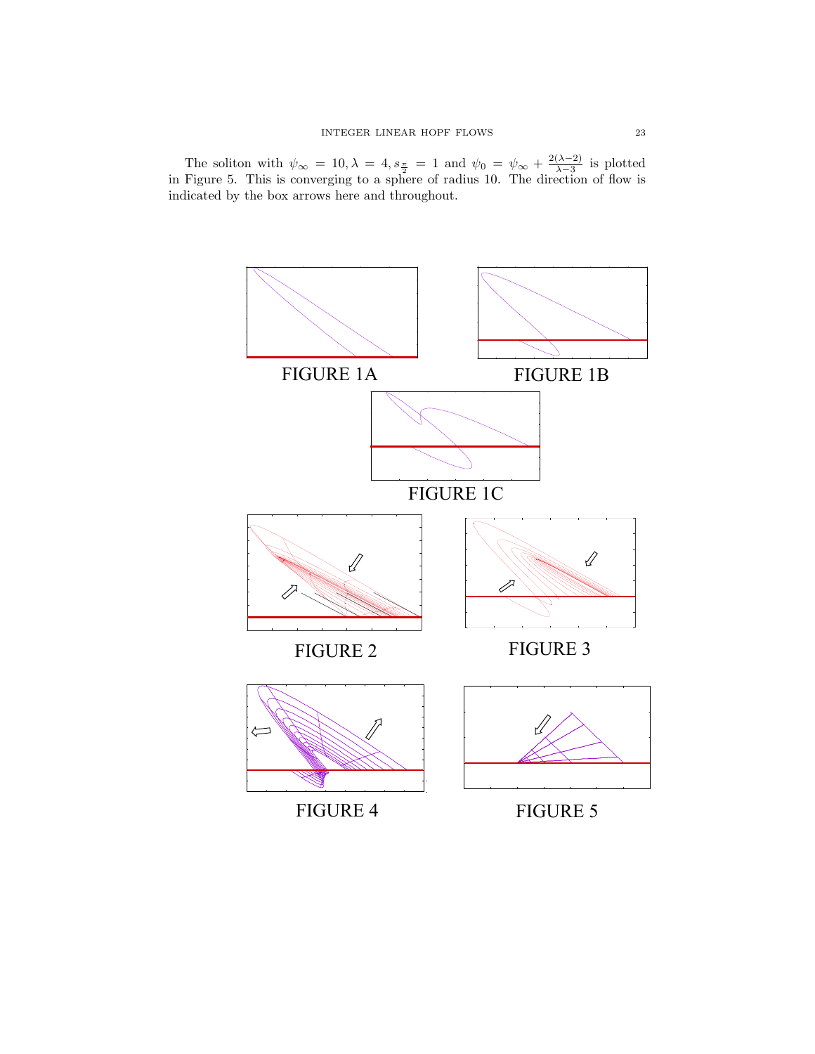The soliton with $\psi_\infty = 10, \lambda = 4, s_{\frac{\pi}{2}} = 1$ and $\psi_0 = \psi_\infty + \frac{2(\lambda-2)}{\lambda-3}$ is plotted in Figure 5. This is converging to a sphere of radius 10. The direction of flow is indicated by the box arrows here and throughout.

FIGURE 1A

FIGURE 1B

FIGURE 1C

FIGURE 2

FIGURE 3

FIGURE 4

FIGURE 5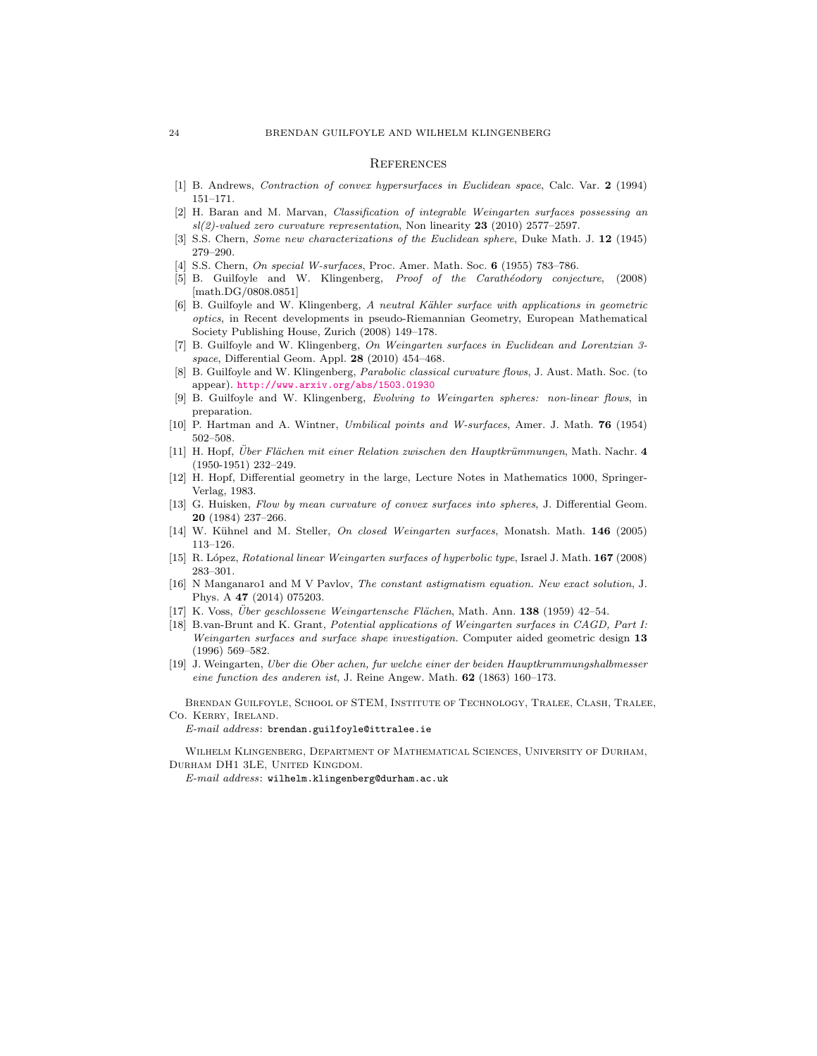## References

[1] B. Andrews, *Contraction of convex hypersurfaces in Euclidean space*, Calc. Var. **2** (1994) 151–171.

[2] H. Baran and M. Marvan, *Classification of integrable Weingarten surfaces possessing an sl(2)-valued zero curvature representation*, Non linearity **23** (2010) 2577–2597.

[3] S.S. Chern, *Some new characterizations of the Euclidean sphere*, Duke Math. J. **12** (1945) 279–290.

[4] S.S. Chern, *On special W-surfaces*, Proc. Amer. Math. Soc. **6** (1955) 783–786.

[5] B. Guilfoyle and W. Klingenberg, *Proof of the Carathéodory conjecture*, (2008) [math.DG/0808.0851]

[6] B. Guilfoyle and W. Klingenberg, *A neutral Kähler surface with applications in geometric optics*, in Recent developments in pseudo-Riemannian Geometry, European Mathematical Society Publishing House, Zurich (2008) 149–178.

[7] B. Guilfoyle and W. Klingenberg, *On Weingarten surfaces in Euclidean and Lorentzian 3-space*, Differential Geom. Appl. **28** (2010) 454–468.

[8] B. Guilfoyle and W. Klingenberg, *Parabolic classical curvature flows*, J. Aust. Math. Soc. (to appear). http://www.arxiv.org/abs/1503.01930

[9] B. Guilfoyle and W. Klingenberg, *Evolving to Weingarten spheres: non-linear flows*, in preparation.

[10] P. Hartman and A. Wintner, *Umbilical points and W-surfaces*, Amer. J. Math. **76** (1954) 502–508.

[11] H. Hopf, *Über Flächen mit einer Relation zwischen den Hauptkrümmungen*, Math. Nachr. **4** (1950-1951) 232–249.

[12] H. Hopf, Differential geometry in the large, Lecture Notes in Mathematics 1000, Springer-Verlag, 1983.

[13] G. Huisken, *Flow by mean curvature of convex surfaces into spheres*, J. Differential Geom. **20** (1984) 237–266.

[14] W. Kühnel and M. Steller, *On closed Weingarten surfaces*, Monatsh. Math. **146** (2005) 113–126.

[15] R. López, *Rotational linear Weingarten surfaces of hyperbolic type*, Israel J. Math. **167** (2008) 283–301.

[16] N Manganaro1 and M V Pavlov, *The constant astigmatism equation. New exact solution*, J. Phys. A **47** (2014) 075203.

[17] K. Voss, *Über geschlossene Weingartensche Flächen*, Math. Ann. **138** (1959) 42–54.

[18] B.van-Brunt and K. Grant, *Potential applications of Weingarten surfaces in CAGD, Part I: Weingarten surfaces and surface shape investigation*. Computer aided geometric design **13** (1996) 569–582.

[19] J. Weingarten, *Uber die Ober achen, fur welche einer der beiden Hauptkrummungshalbmesser eine function des anderen ist*, J. Reine Angew. Math. **62** (1863) 160–173.

Brendan Guilfoyle, School of STEM, Institute of Technology, Tralee, Clash, Tralee, Co. Kerry, Ireland.

*E-mail address*: brendan.guilfoyle@ittralee.ie

Wilhelm Klingenberg, Department of Mathematical Sciences, University of Durham, Durham DH1 3LE, United Kingdom.

*E-mail address*: wilhelm.klingenberg@durham.ac.uk